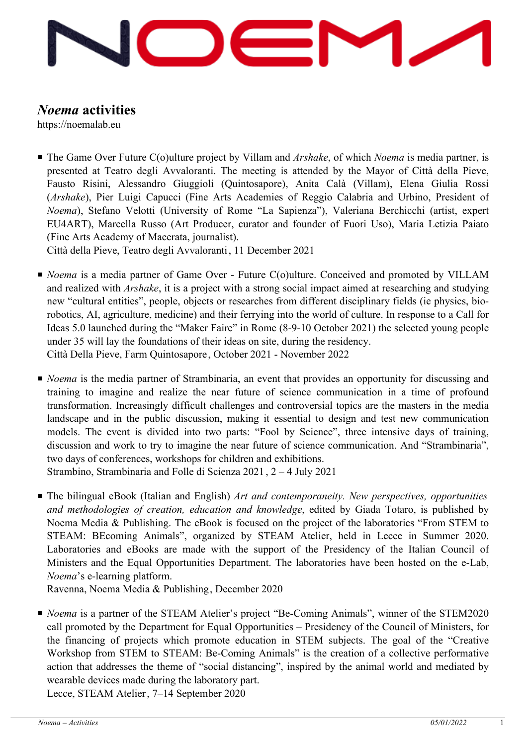# *Noema* activities

https://noemalab.eu

- The Game Over Future C(o)ulture project by Villam and *Arshake*, of which *Noema* is media partner, is presented at Teatro degli Avvaloranti. The meeting is attended by the Mayor of Città della Pieve, Fausto Risini, Alessandro Giuggioli (Quintosapore), Anita Calà (Villam), Elena Giulia Rossi (*Arshake*), Pier Luigi Capucci (Fine Arts Academies of Reggio Calabria and Urbino, President of *Noema*), Stefano Velotti (University of Rome "La Sapienza"), Valeriana Berchicchi (artist, expert EU4ART), Marcella Russo (Art Producer, curator and founder of Fuori Uso), Maria Letizia Paiato (Fine Arts Academy of Macerata, journalist).
  Città della Pieve, Teatro degli Avvaloranti, 11 December 2021

- *Noema* is a media partner of Game Over - Future C(o)ulture. Conceived and promoted by VILLAM and realized with *Arshake*, it is a project with a strong social impact aimed at researching and studying new "cultural entities", people, objects or researches from different disciplinary fields (ie physics, bio-robotics, AI, agriculture, medicine) and their ferrying into the world of culture. In response to a Call for Ideas 5.0 launched during the "Maker Faire" in Rome (8-9-10 October 2021) the selected young people under 35 will lay the foundations of their ideas on site, during the residency.
  Città Della Pieve, Farm Quintosapore, October 2021 - November 2022

- *Noema* is the media partner of Strambinaria, an event that provides an opportunity for discussing and training to imagine and realize the near future of science communication in a time of profound transformation. Increasingly difficult challenges and controversial topics are the masters in the media landscape and in the public discussion, making it essential to design and test new communication models. The event is divided into two parts: "Fool by Science", three intensive days of training, discussion and work to try to imagine the near future of science communication. And "Strambinaria", two days of conferences, workshops for children and exhibitions.
  Strambino, Strambinaria and Folle di Scienza 2021, 2 – 4 July 2021

- The bilingual eBook (Italian and English) *Art and contemporaneity. New perspectives, opportunities and methodologies of creation, education and knowledge*, edited by Giada Totaro, is published by Noema Media & Publishing. The eBook is focused on the project of the laboratories "From STEM to STEAM: BEcoming Animals", organized by STEAM Atelier, held in Lecce in Summer 2020. Laboratories and eBooks are made with the support of the Presidency of the Italian Council of Ministers and the Equal Opportunities Department. The laboratories have been hosted on the e-Lab, *Noema*'s e-learning platform.
  Ravenna, Noema Media & Publishing, December 2020

- *Noema* is a partner of the STEAM Atelier's project "Be-Coming Animals", winner of the STEM2020 call promoted by the Department for Equal Opportunities – Presidency of the Council of Ministers, for the financing of projects which promote education in STEM subjects. The goal of the "Creative Workshop from STEM to STEAM: Be-Coming Animals" is the creation of a collective performative action that addresses the theme of "social distancing", inspired by the animal world and mediated by wearable devices made during the laboratory part.
  Lecce, STEAM Atelier, 7–14 September 2020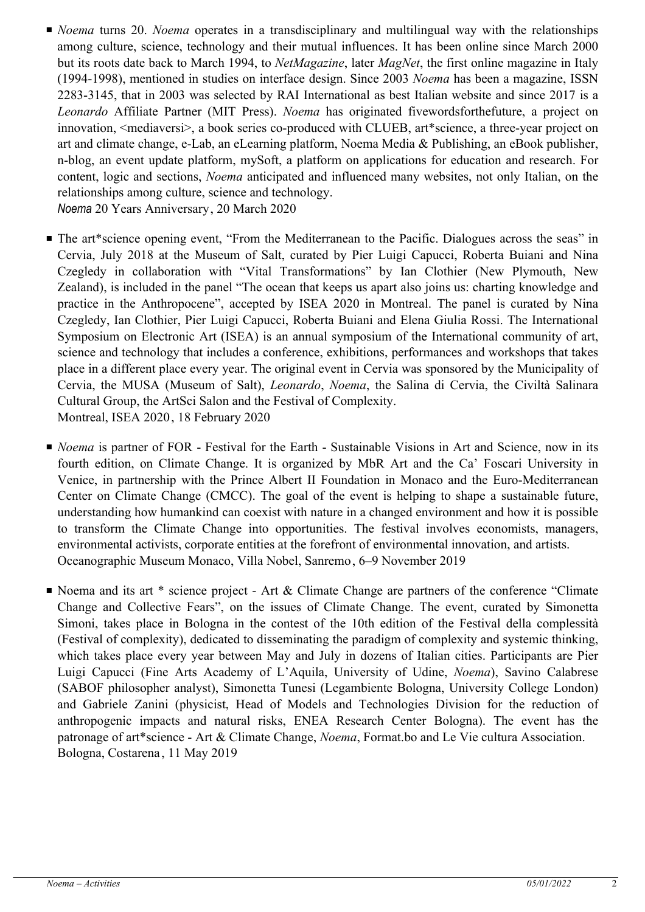- *Noema* turns 20. *Noema* operates in a transdisciplinary and multilingual way with the relationships among culture, science, technology and their mutual influences. It has been online since March 2000 but its roots date back to March 1994, to *NetMagazine*, later *MagNet*, the first online magazine in Italy (1994-1998), mentioned in studies on interface design. Since 2003 *Noema* has been a magazine, ISSN 2283-3145, that in 2003 was selected by RAI International as best Italian website and since 2017 is a *Leonardo* Affiliate Partner (MIT Press). *Noema* has originated fivewordsforthefuture, a project on innovation, <mediaversi>, a book series co-produced with CLUEB, art*science, a three-year project on art and climate change, e-Lab, an eLearning platform, Noema Media & Publishing, an eBook publisher, n-blog, an event update platform, mySoft, a platform on applications for education and research. For content, logic and sections, *Noema* anticipated and influenced many websites, not only Italian, on the relationships among culture, science and technology.
  *Noema* 20 Years Anniversary, 20 March 2020

- The art*science opening event, "From the Mediterranean to the Pacific. Dialogues across the seas" in Cervia, July 2018 at the Museum of Salt, curated by Pier Luigi Capucci, Roberta Buiani and Nina Czegledy in collaboration with "Vital Transformations" by Ian Clothier (New Plymouth, New Zealand), is included in the panel "The ocean that keeps us apart also joins us: charting knowledge and practice in the Anthropocene", accepted by ISEA 2020 in Montreal. The panel is curated by Nina Czegledy, Ian Clothier, Pier Luigi Capucci, Roberta Buiani and Elena Giulia Rossi. The International Symposium on Electronic Art (ISEA) is an annual symposium of the International community of art, science and technology that includes a conference, exhibitions, performances and workshops that takes place in a different place every year. The original event in Cervia was sponsored by the Municipality of Cervia, the MUSA (Museum of Salt), *Leonardo*, *Noema*, the Salina di Cervia, the Civiltà Salinara Cultural Group, the ArtSci Salon and the Festival of Complexity.
  Montreal, ISEA 2020, 18 February 2020

- *Noema* is partner of FOR - Festival for the Earth - Sustainable Visions in Art and Science, now in its fourth edition, on Climate Change. It is organized by MbR Art and the Ca' Foscari University in Venice, in partnership with the Prince Albert II Foundation in Monaco and the Euro-Mediterranean Center on Climate Change (CMCC). The goal of the event is helping to shape a sustainable future, understanding how humankind can coexist with nature in a changed environment and how it is possible to transform the Climate Change into opportunities. The festival involves economists, managers, environmental activists, corporate entities at the forefront of environmental innovation, and artists.
  Oceanographic Museum Monaco, Villa Nobel, Sanremo, 6–9 November 2019

- Noema and its art * science project - Art & Climate Change are partners of the conference "Climate Change and Collective Fears", on the issues of Climate Change. The event, curated by Simonetta Simoni, takes place in Bologna in the contest of the 10th edition of the Festival della complessità (Festival of complexity), dedicated to disseminating the paradigm of complexity and systemic thinking, which takes place every year between May and July in dozens of Italian cities. Participants are Pier Luigi Capucci (Fine Arts Academy of L'Aquila, University of Udine, *Noema*), Savino Calabrese (SABOF philosopher analyst), Simonetta Tunesi (Legambiente Bologna, University College London) and Gabriele Zanini (physicist, Head of Models and Technologies Division for the reduction of anthropogenic impacts and natural risks, ENEA Research Center Bologna). The event has the patronage of art*science - Art & Climate Change, *Noema*, Format.bo and Le Vie cultura Association.
  Bologna, Costarena, 11 May 2019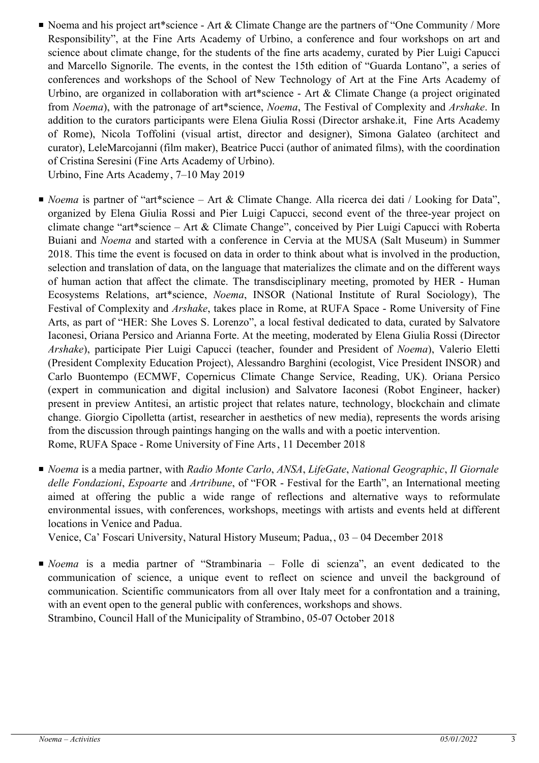- Noema and his project art*science - Art & Climate Change are the partners of "One Community / More Responsibility", at the Fine Arts Academy of Urbino, a conference and four workshops on art and science about climate change, for the students of the fine arts academy, curated by Pier Luigi Capucci and Marcello Signorile. The events, in the contest the 15th edition of "Guarda Lontano", a series of conferences and workshops of the School of New Technology of Art at the Fine Arts Academy of Urbino, are organized in collaboration with art*science - Art & Climate Change (a project originated from *Noema*), with the patronage of art*science, *Noema*, The Festival of Complexity and *Arshake*. In addition to the curators participants were Elena Giulia Rossi (Director arshake.it, Fine Arts Academy of Rome), Nicola Toffolini (visual artist, director and designer), Simona Galateo (architect and curator), LeleMarcojanni (film maker), Beatrice Pucci (author of animated films), with the coordination of Cristina Seresini (Fine Arts Academy of Urbino).
  Urbino, Fine Arts Academy, 7–10 May 2019

- *Noema* is partner of "art*science – Art & Climate Change. Alla ricerca dei dati / Looking for Data", organized by Elena Giulia Rossi and Pier Luigi Capucci, second event of the three-year project on climate change "art*science – Art & Climate Change", conceived by Pier Luigi Capucci with Roberta Buiani and *Noema* and started with a conference in Cervia at the MUSA (Salt Museum) in Summer 2018. This time the event is focused on data in order to think about what is involved in the production, selection and translation of data, on the language that materializes the climate and on the different ways of human action that affect the climate. The transdisciplinary meeting, promoted by HER - Human Ecosystems Relations, art*science, *Noema*, INSOR (National Institute of Rural Sociology), The Festival of Complexity and *Arshake*, takes place in Rome, at RUFA Space - Rome University of Fine Arts, as part of "HER: She Loves S. Lorenzo", a local festival dedicated to data, curated by Salvatore Iaconesi, Oriana Persico and Arianna Forte. At the meeting, moderated by Elena Giulia Rossi (Director *Arshake*), participate Pier Luigi Capucci (teacher, founder and President of *Noema*), Valerio Eletti (President Complexity Education Project), Alessandro Barghini (ecologist, Vice President INSOR) and Carlo Buontempo (ECMWF, Copernicus Climate Change Service, Reading, UK). Oriana Persico (expert in communication and digital inclusion) and Salvatore Iaconesi (Robot Engineer, hacker) present in preview Antitesi, an artistic project that relates nature, technology, blockchain and climate change. Giorgio Cipolletta (artist, researcher in aesthetics of new media), represents the words arising from the discussion through paintings hanging on the walls and with a poetic intervention.
  Rome, RUFA Space - Rome University of Fine Arts, 11 December 2018

- *Noema* is a media partner, with *Radio Monte Carlo*, *ANSA*, *LifeGate*, *National Geographic*, *Il Giornale delle Fondazioni*, *Espoarte* and *Artribune*, of "FOR - Festival for the Earth", an International meeting aimed at offering the public a wide range of reflections and alternative ways to reformulate environmental issues, with conferences, workshops, meetings with artists and events held at different locations in Venice and Padua.
  Venice, Ca' Foscari University, Natural History Museum; Padua, , 03 – 04 December 2018

- *Noema* is a media partner of "Strambinaria – Folle di scienza", an event dedicated to the communication of science, a unique event to reflect on science and unveil the background of communication. Scientific communicators from all over Italy meet for a confrontation and a training, with an event open to the general public with conferences, workshops and shows.
  Strambino, Council Hall of the Municipality of Strambino, 05-07 October 2018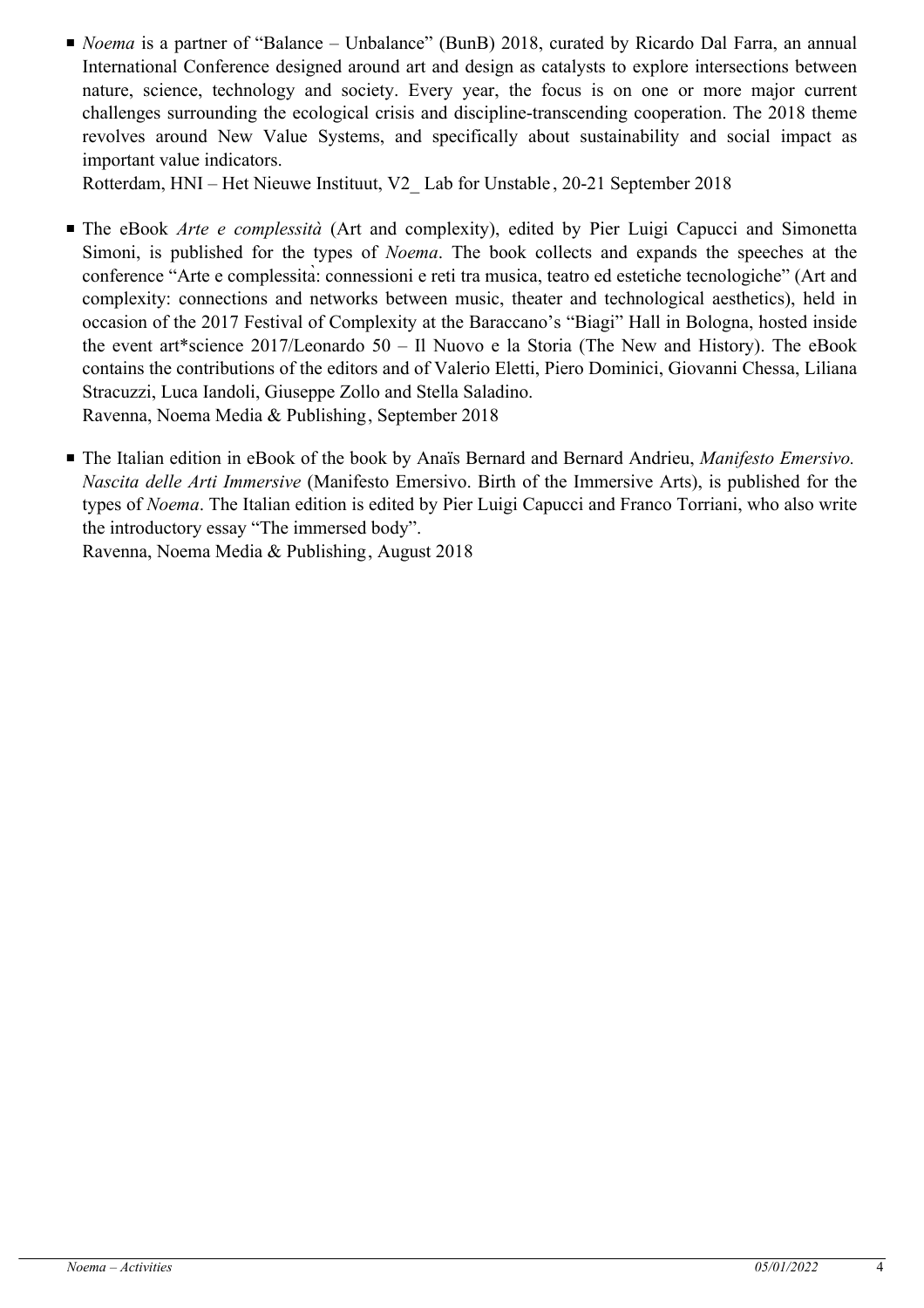- *Noema* is a partner of "Balance – Unbalance" (BunB) 2018, curated by Ricardo Dal Farra, an annual International Conference designed around art and design as catalysts to explore intersections between nature, science, technology and society. Every year, the focus is on one or more major current challenges surrounding the ecological crisis and discipline-transcending cooperation. The 2018 theme revolves around New Value Systems, and specifically about sustainability and social impact as important value indicators.
  Rotterdam, HNI – Het Nieuwe Instituut, V2_ Lab for Unstable, 20-21 September 2018

- The eBook *Arte e complessità* (Art and complexity), edited by Pier Luigi Capucci and Simonetta Simoni, is published for the types of *Noema*. The book collects and expands the speeches at the conference "Arte e complessità: connessioni e reti tra musica, teatro ed estetiche tecnologiche" (Art and complexity: connections and networks between music, theater and technological aesthetics), held in occasion of the 2017 Festival of Complexity at the Baraccano's "Biagi" Hall in Bologna, hosted inside the event art*science 2017/Leonardo 50 – Il Nuovo e la Storia (The New and History). The eBook contains the contributions of the editors and of Valerio Eletti, Piero Dominici, Giovanni Chessa, Liliana Stracuzzi, Luca Iandoli, Giuseppe Zollo and Stella Saladino.
  Ravenna, Noema Media & Publishing, September 2018

- The Italian edition in eBook of the book by Anaïs Bernard and Bernard Andrieu, *Manifesto Emersivo. Nascita delle Arti Immersive* (Manifesto Emersivo. Birth of the Immersive Arts), is published for the types of *Noema*. The Italian edition is edited by Pier Luigi Capucci and Franco Torriani, who also write the introductory essay "The immersed body".
  Ravenna, Noema Media & Publishing, August 2018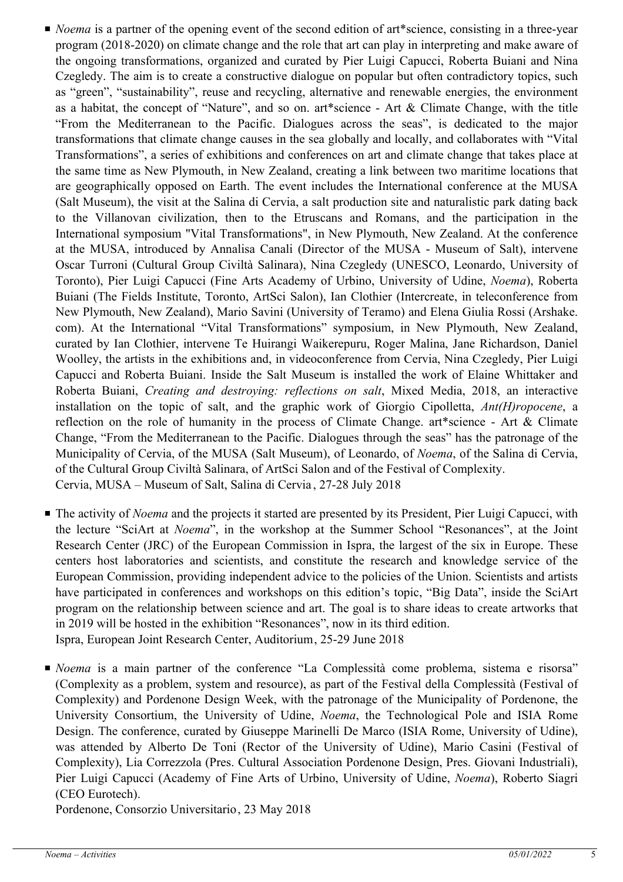- *Noema* is a partner of the opening event of the second edition of art*science, consisting in a three-year program (2018-2020) on climate change and the role that art can play in interpreting and make aware of the ongoing transformations, organized and curated by Pier Luigi Capucci, Roberta Buiani and Nina Czegledy. The aim is to create a constructive dialogue on popular but often contradictory topics, such as "green", "sustainability", reuse and recycling, alternative and renewable energies, the environment as a habitat, the concept of "Nature", and so on. art*science - Art & Climate Change, with the title "From the Mediterranean to the Pacific. Dialogues across the seas", is dedicated to the major transformations that climate change causes in the sea globally and locally, and collaborates with "Vital Transformations", a series of exhibitions and conferences on art and climate change that takes place at the same time as New Plymouth, in New Zealand, creating a link between two maritime locations that are geographically opposed on Earth. The event includes the International conference at the MUSA (Salt Museum), the visit at the Salina di Cervia, a salt production site and naturalistic park dating back to the Villanovan civilization, then to the Etruscans and Romans, and the participation in the International symposium "Vital Transformations", in New Plymouth, New Zealand. At the conference at the MUSA, introduced by Annalisa Canali (Director of the MUSA - Museum of Salt), intervene Oscar Turroni (Cultural Group Civiltà Salinara), Nina Czegledy (UNESCO, Leonardo, University of Toronto), Pier Luigi Capucci (Fine Arts Academy of Urbino, University of Udine, *Noema*), Roberta Buiani (The Fields Institute, Toronto, ArtSci Salon), Ian Clothier (Intercreate, in teleconference from New Plymouth, New Zealand), Mario Savini (University of Teramo) and Elena Giulia Rossi (Arshake.com). At the International "Vital Transformations" symposium, in New Plymouth, New Zealand, curated by Ian Clothier, intervene Te Huirangi Waikerepuru, Roger Malina, Jane Richardson, Daniel Woolley, the artists in the exhibitions and, in videoconference from Cervia, Nina Czegledy, Pier Luigi Capucci and Roberta Buiani. Inside the Salt Museum is installed the work of Elaine Whittaker and Roberta Buiani, *Creating and destroying: reflections on salt*, Mixed Media, 2018, an interactive installation on the topic of salt, and the graphic work of Giorgio Cipolletta, *Ant(H)ropocene*, a reflection on the role of humanity in the process of Climate Change. art*science - Art & Climate Change, "From the Mediterranean to the Pacific. Dialogues through the seas" has the patronage of the Municipality of Cervia, of the MUSA (Salt Museum), of Leonardo, of *Noema*, of the Salina di Cervia, of the Cultural Group Civiltà Salinara, of ArtSci Salon and of the Festival of Complexity.
  Cervia, MUSA – Museum of Salt, Salina di Cervia, 27-28 July 2018

- The activity of *Noema* and the projects it started are presented by its President, Pier Luigi Capucci, with the lecture "SciArt at *Noema*", in the workshop at the Summer School "Resonances", at the Joint Research Center (JRC) of the European Commission in Ispra, the largest of the six in Europe. These centers host laboratories and scientists, and constitute the research and knowledge service of the European Commission, providing independent advice to the policies of the Union. Scientists and artists have participated in conferences and workshops on this edition's topic, "Big Data", inside the SciArt program on the relationship between science and art. The goal is to share ideas to create artworks that in 2019 will be hosted in the exhibition "Resonances", now in its third edition.
  Ispra, European Joint Research Center, Auditorium, 25-29 June 2018

- *Noema* is a main partner of the conference "La Complessità come problema, sistema e risorsa" (Complexity as a problem, system and resource), as part of the Festival della Complessità (Festival of Complexity) and Pordenone Design Week, with the patronage of the Municipality of Pordenone, the University Consortium, the University of Udine, *Noema*, the Technological Pole and ISIA Rome Design. The conference, curated by Giuseppe Marinelli De Marco (ISIA Rome, University of Udine), was attended by Alberto De Toni (Rector of the University of Udine), Mario Casini (Festival of Complexity), Lia Correzzola (Pres. Cultural Association Pordenone Design, Pres. Giovani Industriali), Pier Luigi Capucci (Academy of Fine Arts of Urbino, University of Udine, *Noema*), Roberto Siagri (CEO Eurotech).
  Pordenone, Consorzio Universitario, 23 May 2018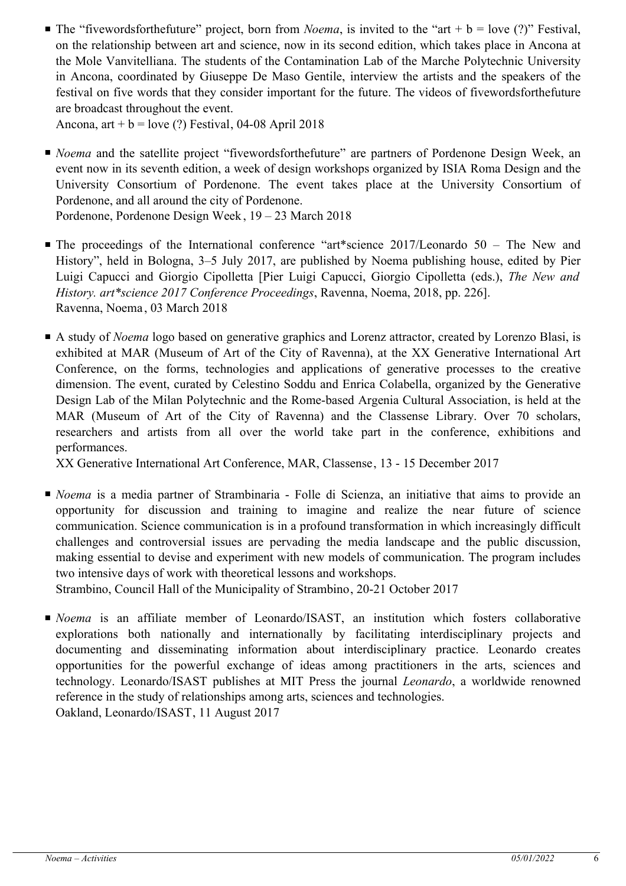- The “fivewordsforthefuture” project, born from *Noema*, is invited to the “art + b = love (?)” Festival, on the relationship between art and science, now in its second edition, which takes place in Ancona at the Mole Vanvitelliana. The students of the Contamination Lab of the Marche Polytechnic University in Ancona, coordinated by Giuseppe De Maso Gentile, interview the artists and the speakers of the festival on five words that they consider important for the future. The videos of fivewordsforthefuture are broadcast throughout the event.
  Ancona, art + b = love (?) Festival, 04-08 April 2018

- *Noema* and the satellite project “fivewordsforthefuture” are partners of Pordenone Design Week, an event now in its seventh edition, a week of design workshops organized by ISIA Roma Design and the University Consortium of Pordenone. The event takes place at the University Consortium of Pordenone, and all around the city of Pordenone.
  Pordenone, Pordenone Design Week, 19 – 23 March 2018

- The proceedings of the International conference “art*science 2017/Leonardo 50 – The New and History”, held in Bologna, 3–5 July 2017, are published by Noema publishing house, edited by Pier Luigi Capucci and Giorgio Cipolletta [Pier Luigi Capucci, Giorgio Cipolletta (eds.), *The New and History. art*science 2017 Conference Proceedings*, Ravenna, Noema, 2018, pp. 226].
  Ravenna, Noema, 03 March 2018

- A study of *Noema* logo based on generative graphics and Lorenz attractor, created by Lorenzo Blasi, is exhibited at MAR (Museum of Art of the City of Ravenna), at the XX Generative International Art Conference, on the forms, technologies and applications of generative processes to the creative dimension. The event, curated by Celestino Soddu and Enrica Colabella, organized by the Generative Design Lab of the Milan Polytechnic and the Rome-based Argenia Cultural Association, is held at the MAR (Museum of Art of the City of Ravenna) and the Classense Library. Over 70 scholars, researchers and artists from all over the world take part in the conference, exhibitions and performances.
  XX Generative International Art Conference, MAR, Classense, 13 - 15 December 2017

- *Noema* is a media partner of Strambinaria - Folle di Scienza, an initiative that aims to provide an opportunity for discussion and training to imagine and realize the near future of science communication. Science communication is in a profound transformation in which increasingly difficult challenges and controversial issues are pervading the media landscape and the public discussion, making essential to devise and experiment with new models of communication. The program includes two intensive days of work with theoretical lessons and workshops.
  Strambino, Council Hall of the Municipality of Strambino, 20-21 October 2017

- *Noema* is an affiliate member of Leonardo/ISAST, an institution which fosters collaborative explorations both nationally and internationally by facilitating interdisciplinary projects and documenting and disseminating information about interdisciplinary practice. Leonardo creates opportunities for the powerful exchange of ideas among practitioners in the arts, sciences and technology. Leonardo/ISAST publishes at MIT Press the journal *Leonardo*, a worldwide renowned reference in the study of relationships among arts, sciences and technologies.
  Oakland, Leonardo/ISAST, 11 August 2017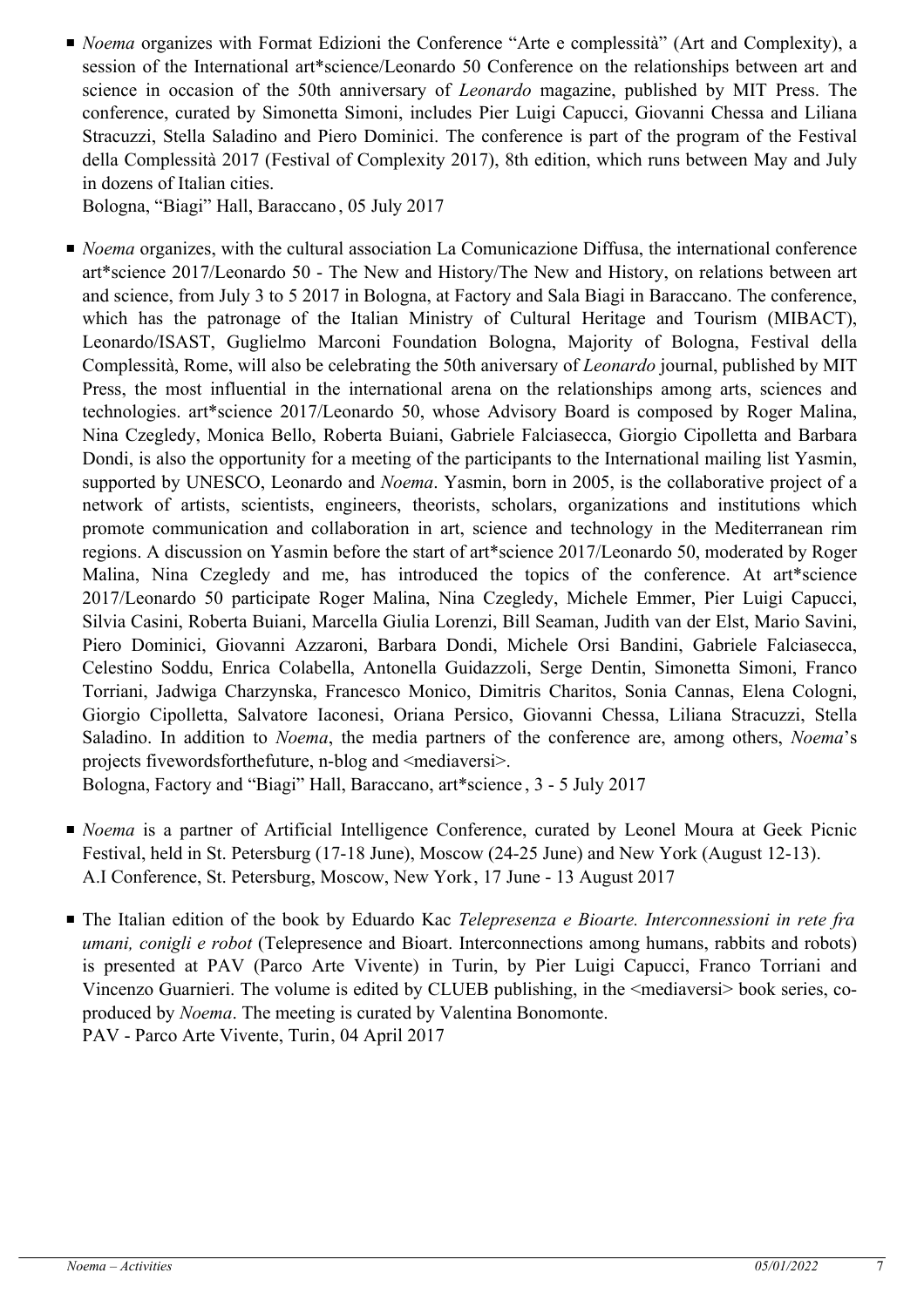- *Noema* organizes with Format Edizioni the Conference "Arte e complessità" (Art and Complexity), a session of the International art*science/Leonardo 50 Conference on the relationships between art and science in occasion of the 50th anniversary of *Leonardo* magazine, published by MIT Press. The conference, curated by Simonetta Simoni, includes Pier Luigi Capucci, Giovanni Chessa and Liliana Stracuzzi, Stella Saladino and Piero Dominici. The conference is part of the program of the Festival della Complessità 2017 (Festival of Complexity 2017), 8th edition, which runs between May and July in dozens of Italian cities.
  Bologna, "Biagi" Hall, Baraccano, 05 July 2017

- *Noema* organizes, with the cultural association La Comunicazione Diffusa, the international conference art*science 2017/Leonardo 50 - The New and History/The New and History, on relations between art and science, from July 3 to 5 2017 in Bologna, at Factory and Sala Biagi in Baraccano. The conference, which has the patronage of the Italian Ministry of Cultural Heritage and Tourism (MIBACT), Leonardo/ISAST, Guglielmo Marconi Foundation Bologna, Majority of Bologna, Festival della Complessità, Rome, will also be celebrating the 50th aniversary of *Leonardo* journal, published by MIT Press, the most influential in the international arena on the relationships among arts, sciences and technologies. art*science 2017/Leonardo 50, whose Advisory Board is composed by Roger Malina, Nina Czegledy, Monica Bello, Roberta Buiani, Gabriele Falciasecca, Giorgio Cipolletta and Barbara Dondi, is also the opportunity for a meeting of the participants to the International mailing list Yasmin, supported by UNESCO, Leonardo and *Noema*. Yasmin, born in 2005, is the collaborative project of a network of artists, scientists, engineers, theorists, scholars, organizations and institutions which promote communication and collaboration in art, science and technology in the Mediterranean rim regions. A discussion on Yasmin before the start of art*science 2017/Leonardo 50, moderated by Roger Malina, Nina Czegledy and me, has introduced the topics of the conference. At art*science 2017/Leonardo 50 participate Roger Malina, Nina Czegledy, Michele Emmer, Pier Luigi Capucci, Silvia Casini, Roberta Buiani, Marcella Giulia Lorenzi, Bill Seaman, Judith van der Elst, Mario Savini, Piero Dominici, Giovanni Azzaroni, Barbara Dondi, Michele Orsi Bandini, Gabriele Falciasecca, Celestino Soddu, Enrica Colabella, Antonella Guidazzoli, Serge Dentin, Simonetta Simoni, Franco Torriani, Jadwiga Charzynska, Francesco Monico, Dimitris Charitos, Sonia Cannas, Elena Cologni, Giorgio Cipolletta, Salvatore Iaconesi, Oriana Persico, Giovanni Chessa, Liliana Stracuzzi, Stella Saladino. In addition to *Noema*, the media partners of the conference are, among others, *Noema*'s projects fivewordsforthefuture, n-blog and <mediaversi>.
  Bologna, Factory and "Biagi" Hall, Baraccano, art*science, 3 - 5 July 2017

- *Noema* is a partner of Artificial Intelligence Conference, curated by Leonel Moura at Geek Picnic Festival, held in St. Petersburg (17-18 June), Moscow (24-25 June) and New York (August 12-13).
  A.I Conference, St. Petersburg, Moscow, New York, 17 June - 13 August 2017

- The Italian edition of the book by Eduardo Kac *Telepresenza e Bioarte. Interconnessioni in rete fra umani, conigli e robot* (Telepresence and Bioart. Interconnections among humans, rabbits and robots) is presented at PAV (Parco Arte Vivente) in Turin, by Pier Luigi Capucci, Franco Torriani and Vincenzo Guarnieri. The volume is edited by CLUEB publishing, in the <mediaversi> book series, co-produced by *Noema*. The meeting is curated by Valentina Bonomonte.
  PAV - Parco Arte Vivente, Turin, 04 April 2017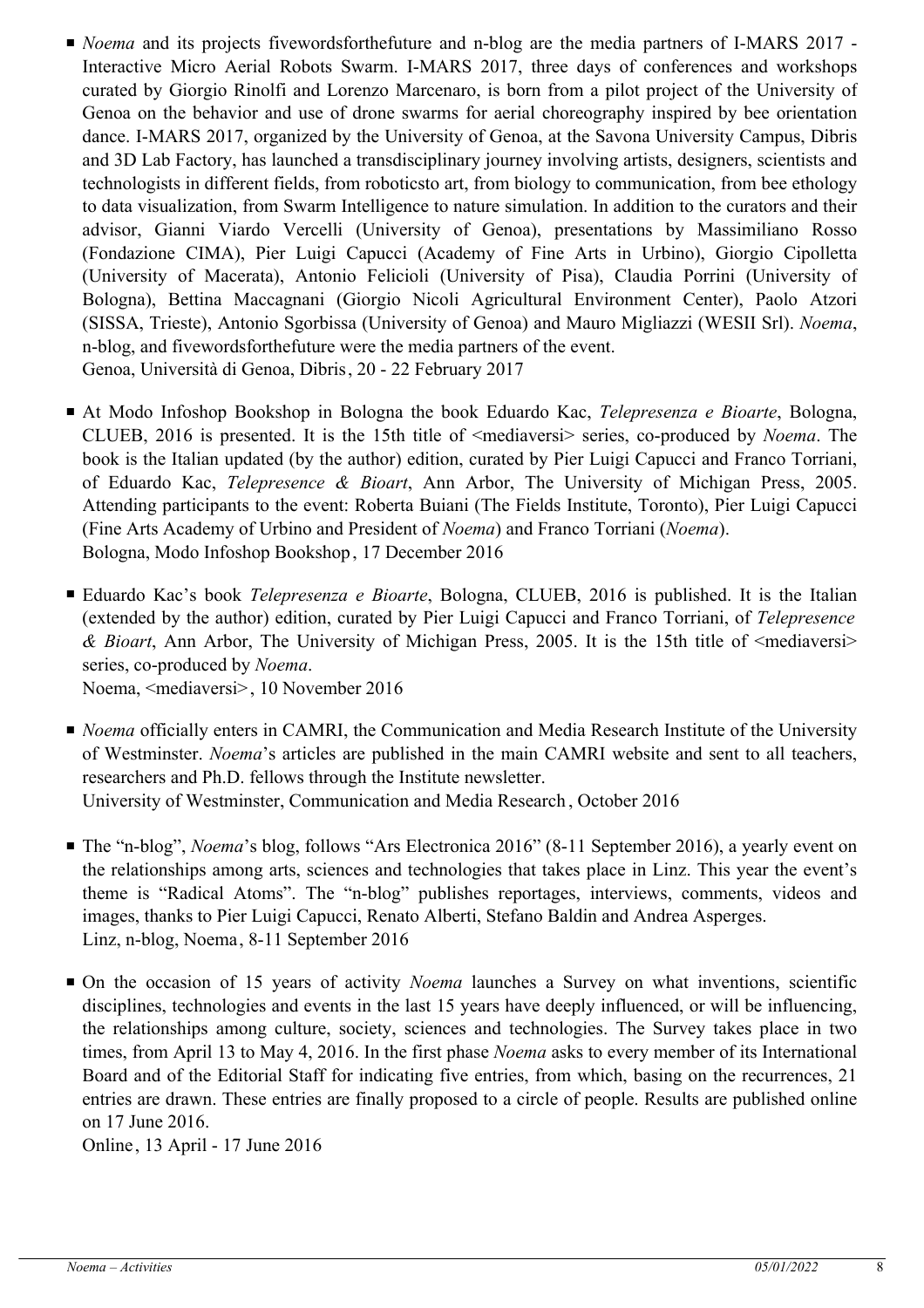- *Noema* and its projects fivewordsforthefuture and n-blog are the media partners of I-MARS 2017 - Interactive Micro Aerial Robots Swarm. I-MARS 2017, three days of conferences and workshops curated by Giorgio Rinolfi and Lorenzo Marcenaro, is born from a pilot project of the University of Genoa on the behavior and use of drone swarms for aerial choreography inspired by bee orientation dance. I-MARS 2017, organized by the University of Genoa, at the Savona University Campus, Dibris and 3D Lab Factory, has launched a transdisciplinary journey involving artists, designers, scientists and technologists in different fields, from roboticsto art, from biology to communication, from bee ethology to data visualization, from Swarm Intelligence to nature simulation. In addition to the curators and their advisor, Gianni Viardo Vercelli (University of Genoa), presentations by Massimiliano Rosso (Fondazione CIMA), Pier Luigi Capucci (Academy of Fine Arts in Urbino), Giorgio Cipolletta (University of Macerata), Antonio Felicioli (University of Pisa), Claudia Porrini (University of Bologna), Bettina Maccagnani (Giorgio Nicoli Agricultural Environment Center), Paolo Atzori (SISSA, Trieste), Antonio Sgorbissa (University of Genoa) and Mauro Migliazzi (WESII Srl). *Noema*, n-blog, and fivewordsforthefuture were the media partners of the event.
  Genoa, Università di Genoa, Dibris, 20 - 22 February 2017

- At Modo Infoshop Bookshop in Bologna the book Eduardo Kac, *Telepresenza e Bioarte*, Bologna, CLUEB, 2016 is presented. It is the 15th title of <mediaversi> series, co-produced by *Noema*. The book is the Italian updated (by the author) edition, curated by Pier Luigi Capucci and Franco Torriani, of Eduardo Kac, *Telepresence & Bioart*, Ann Arbor, The University of Michigan Press, 2005. Attending participants to the event: Roberta Buiani (The Fields Institute, Toronto), Pier Luigi Capucci (Fine Arts Academy of Urbino and President of *Noema*) and Franco Torriani (*Noema*).
  Bologna, Modo Infoshop Bookshop, 17 December 2016

- Eduardo Kac's book *Telepresenza e Bioarte*, Bologna, CLUEB, 2016 is published. It is the Italian (extended by the author) edition, curated by Pier Luigi Capucci and Franco Torriani, of *Telepresence & Bioart*, Ann Arbor, The University of Michigan Press, 2005. It is the 15th title of <mediaversi> series, co-produced by *Noema*.
  Noema, <mediaversi>, 10 November 2016

- *Noema* officially enters in CAMRI, the Communication and Media Research Institute of the University of Westminster. *Noema*'s articles are published in the main CAMRI website and sent to all teachers, researchers and Ph.D. fellows through the Institute newsletter.
  University of Westminster, Communication and Media Research, October 2016

- The "n-blog", *Noema*'s blog, follows "Ars Electronica 2016" (8-11 September 2016), a yearly event on the relationships among arts, sciences and technologies that takes place in Linz. This year the event's theme is "Radical Atoms". The "n-blog" publishes reportages, interviews, comments, videos and images, thanks to Pier Luigi Capucci, Renato Alberti, Stefano Baldin and Andrea Asperges.
  Linz, n-blog, Noema, 8-11 September 2016

- On the occasion of 15 years of activity *Noema* launches a Survey on what inventions, scientific disciplines, technologies and events in the last 15 years have deeply influenced, or will be influencing, the relationships among culture, society, sciences and technologies. The Survey takes place in two times, from April 13 to May 4, 2016. In the first phase *Noema* asks to every member of its International Board and of the Editorial Staff for indicating five entries, from which, basing on the recurrences, 21 entries are drawn. These entries are finally proposed to a circle of people. Results are published online on 17 June 2016.
  Online, 13 April - 17 June 2016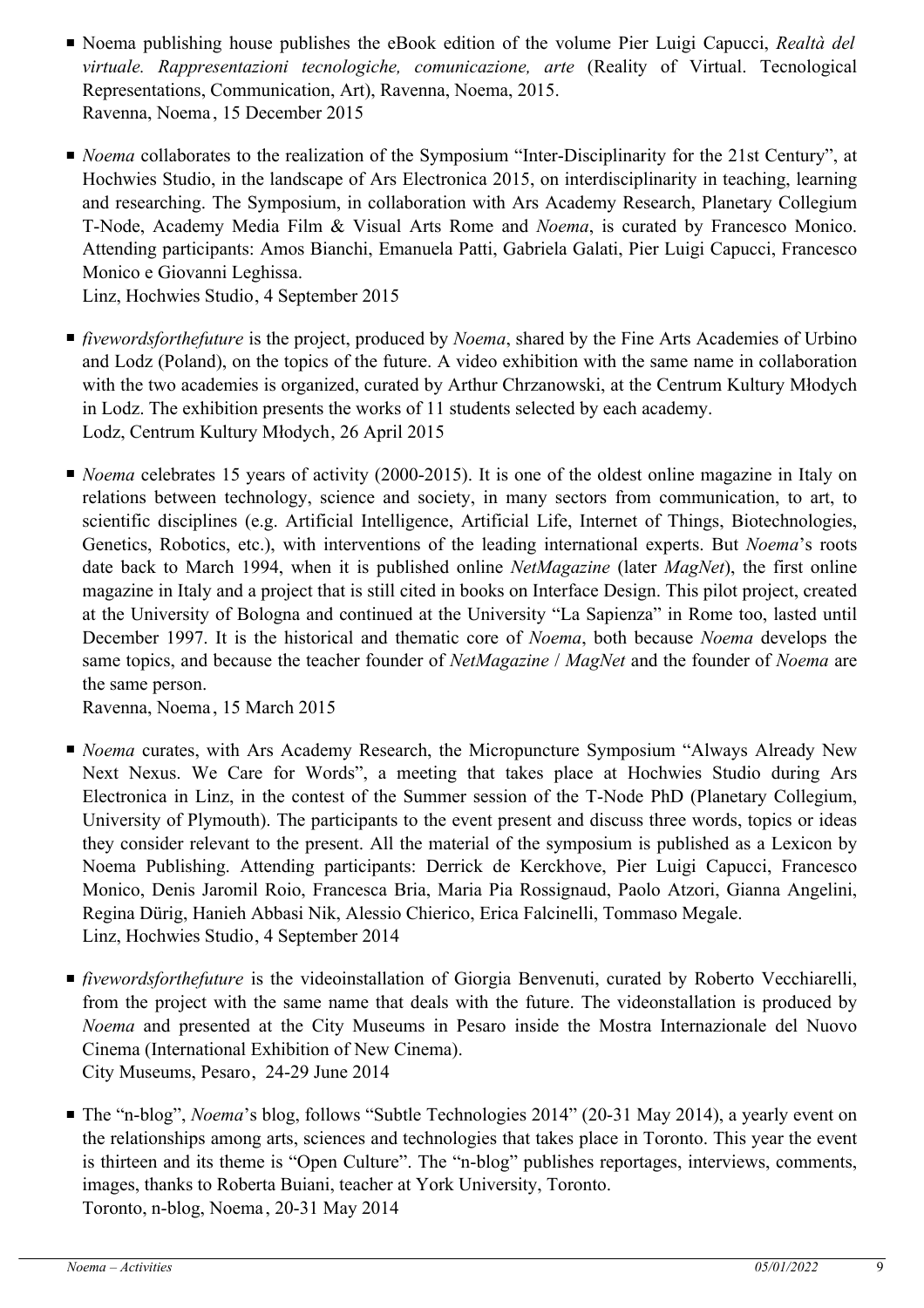- Noema publishing house publishes the eBook edition of the volume Pier Luigi Capucci, *Realtà del virtuale. Rappresentazioni tecnologiche, comunicazione, arte* (Reality of Virtual. Tecnological Representations, Communication, Art), Ravenna, Noema, 2015.
  Ravenna, Noema, 15 December 2015

- *Noema* collaborates to the realization of the Symposium "Inter-Disciplinarity for the 21st Century", at Hochwies Studio, in the landscape of Ars Electronica 2015, on interdisciplinarity in teaching, learning and researching. The Symposium, in collaboration with Ars Academy Research, Planetary Collegium T-Node, Academy Media Film & Visual Arts Rome and *Noema*, is curated by Francesco Monico. Attending participants: Amos Bianchi, Emanuela Patti, Gabriela Galati, Pier Luigi Capucci, Francesco Monico e Giovanni Leghissa.
  Linz, Hochwies Studio, 4 September 2015

- *fivewordsforthefuture* is the project, produced by *Noema*, shared by the Fine Arts Academies of Urbino and Lodz (Poland), on the topics of the future. A video exhibition with the same name in collaboration with the two academies is organized, curated by Arthur Chrzanowski, at the Centrum Kultury Młodych in Lodz. The exhibition presents the works of 11 students selected by each academy.
  Lodz, Centrum Kultury Młodych, 26 April 2015

- *Noema* celebrates 15 years of activity (2000-2015). It is one of the oldest online magazine in Italy on relations between technology, science and society, in many sectors from communication, to art, to scientific disciplines (e.g. Artificial Intelligence, Artificial Life, Internet of Things, Biotechnologies, Genetics, Robotics, etc.), with interventions of the leading international experts. But *Noema*'s roots date back to March 1994, when it is published online *NetMagazine* (later *MagNet*), the first online magazine in Italy and a project that is still cited in books on Interface Design. This pilot project, created at the University of Bologna and continued at the University "La Sapienza" in Rome too, lasted until December 1997. It is the historical and thematic core of *Noema*, both because *Noema* develops the same topics, and because the teacher founder of *NetMagazine* / *MagNet* and the founder of *Noema* are the same person.
  Ravenna, Noema, 15 March 2015

- *Noema* curates, with Ars Academy Research, the Micropuncture Symposium "Always Already New Next Nexus. We Care for Words", a meeting that takes place at Hochwies Studio during Ars Electronica in Linz, in the contest of the Summer session of the T-Node PhD (Planetary Collegium, University of Plymouth). The participants to the event present and discuss three words, topics or ideas they consider relevant to the present. All the material of the symposium is published as a Lexicon by Noema Publishing. Attending participants: Derrick de Kerckhove, Pier Luigi Capucci, Francesco Monico, Denis Jaromil Roio, Francesca Bria, Maria Pia Rossignaud, Paolo Atzori, Gianna Angelini, Regina Dürig, Hanieh Abbasi Nik, Alessio Chierico, Erica Falcinelli, Tommaso Megale.
  Linz, Hochwies Studio, 4 September 2014

- *fivewordsforthefuture* is the videoinstallation of Giorgia Benvenuti, curated by Roberto Vecchiarelli, from the project with the same name that deals with the future. The videonstallation is produced by *Noema* and presented at the City Museums in Pesaro inside the Mostra Internazionale del Nuovo Cinema (International Exhibition of New Cinema).
  City Museums, Pesaro, 24-29 June 2014

- The "n-blog", *Noema*'s blog, follows "Subtle Technologies 2014" (20-31 May 2014), a yearly event on the relationships among arts, sciences and technologies that takes place in Toronto. This year the event is thirteen and its theme is "Open Culture". The "n-blog" publishes reportages, interviews, comments, images, thanks to Roberta Buiani, teacher at York University, Toronto.
  Toronto, n-blog, Noema, 20-31 May 2014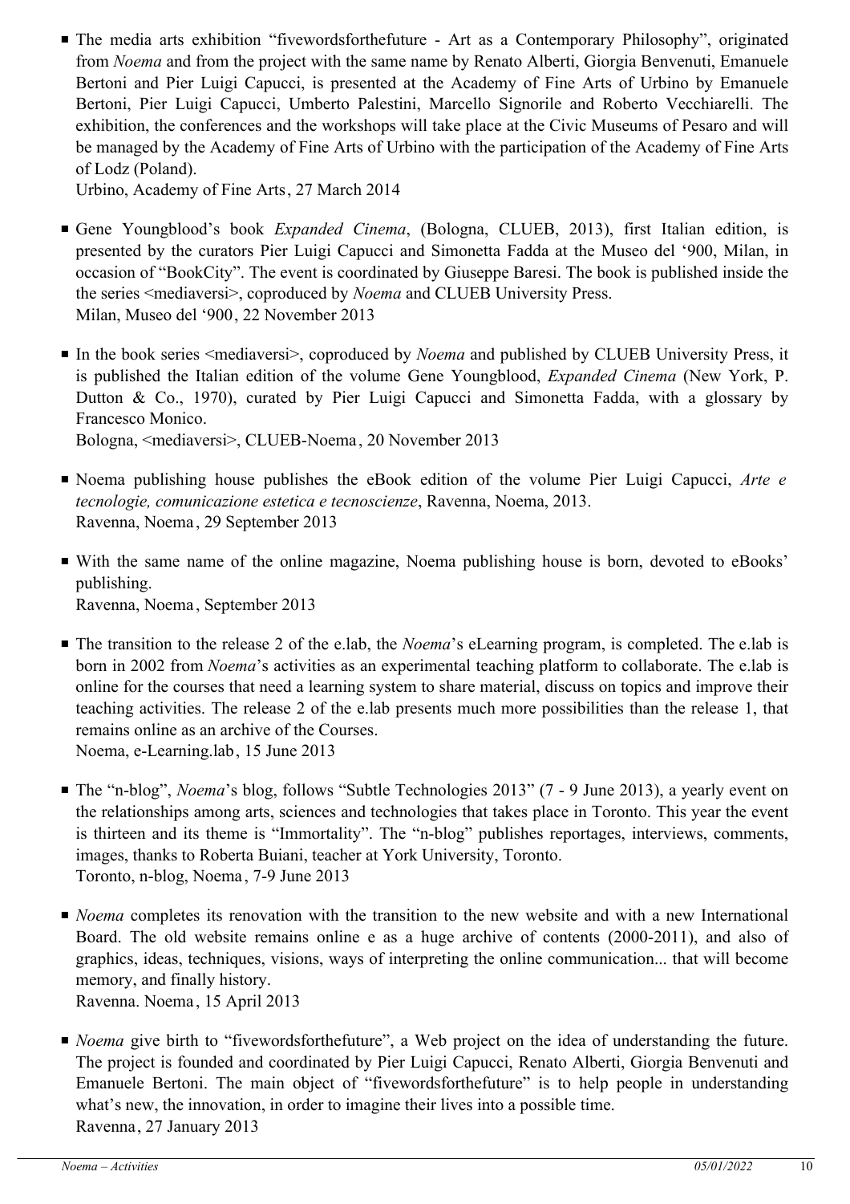- The media arts exhibition “fivewordsforthefuture - Art as a Contemporary Philosophy”, originated from *Noema* and from the project with the same name by Renato Alberti, Giorgia Benvenuti, Emanuele Bertoni and Pier Luigi Capucci, is presented at the Academy of Fine Arts of Urbino by Emanuele Bertoni, Pier Luigi Capucci, Umberto Palestini, Marcello Signorile and Roberto Vecchiarelli. The exhibition, the conferences and the workshops will take place at the Civic Museums of Pesaro and will be managed by the Academy of Fine Arts of Urbino with the participation of the Academy of Fine Arts of Lodz (Poland).
  Urbino, Academy of Fine Arts, 27 March 2014

- Gene Youngblood’s book *Expanded Cinema*, (Bologna, CLUEB, 2013), first Italian edition, is presented by the curators Pier Luigi Capucci and Simonetta Fadda at the Museo del ‘900, Milan, in occasion of “BookCity”. The event is coordinated by Giuseppe Baresi. The book is published inside the the series <mediaversi>, coproduced by *Noema* and CLUEB University Press.
  Milan, Museo del ‘900, 22 November 2013

- In the book series <mediaversi>, coproduced by *Noema* and published by CLUEB University Press, it is published the Italian edition of the volume Gene Youngblood, *Expanded Cinema* (New York, P. Dutton & Co., 1970), curated by Pier Luigi Capucci and Simonetta Fadda, with a glossary by Francesco Monico.
  Bologna, <mediaversi>, CLUEB-Noema, 20 November 2013

- Noema publishing house publishes the eBook edition of the volume Pier Luigi Capucci, *Arte e tecnologie, comunicazione estetica e tecnoscienze*, Ravenna, Noema, 2013.
  Ravenna, Noema, 29 September 2013

- With the same name of the online magazine, Noema publishing house is born, devoted to eBooks’ publishing.
  Ravenna, Noema, September 2013

- The transition to the release 2 of the e.lab, the *Noema*’s eLearning program, is completed. The e.lab is born in 2002 from *Noema*’s activities as an experimental teaching platform to collaborate. The e.lab is online for the courses that need a learning system to share material, discuss on topics and improve their teaching activities. The release 2 of the e.lab presents much more possibilities than the release 1, that remains online as an archive of the Courses.
  Noema, e-Learning.lab, 15 June 2013

- The “n-blog”, *Noema*’s blog, follows “Subtle Technologies 2013” (7 - 9 June 2013), a yearly event on the relationships among arts, sciences and technologies that takes place in Toronto. This year the event is thirteen and its theme is “Immortality”. The “n-blog” publishes reportages, interviews, comments, images, thanks to Roberta Buiani, teacher at York University, Toronto.
  Toronto, n-blog, Noema, 7-9 June 2013

- *Noema* completes its renovation with the transition to the new website and with a new International Board. The old website remains online e as a huge archive of contents (2000-2011), and also of graphics, ideas, techniques, visions, ways of interpreting the online communication... that will become memory, and finally history.
  Ravenna. Noema, 15 April 2013

- *Noema* give birth to “fivewordsforthefuture”, a Web project on the idea of understanding the future. The project is founded and coordinated by Pier Luigi Capucci, Renato Alberti, Giorgia Benvenuti and Emanuele Bertoni. The main object of “fivewordsforthefuture” is to help people in understanding what’s new, the innovation, in order to imagine their lives into a possible time.
  Ravenna, 27 January 2013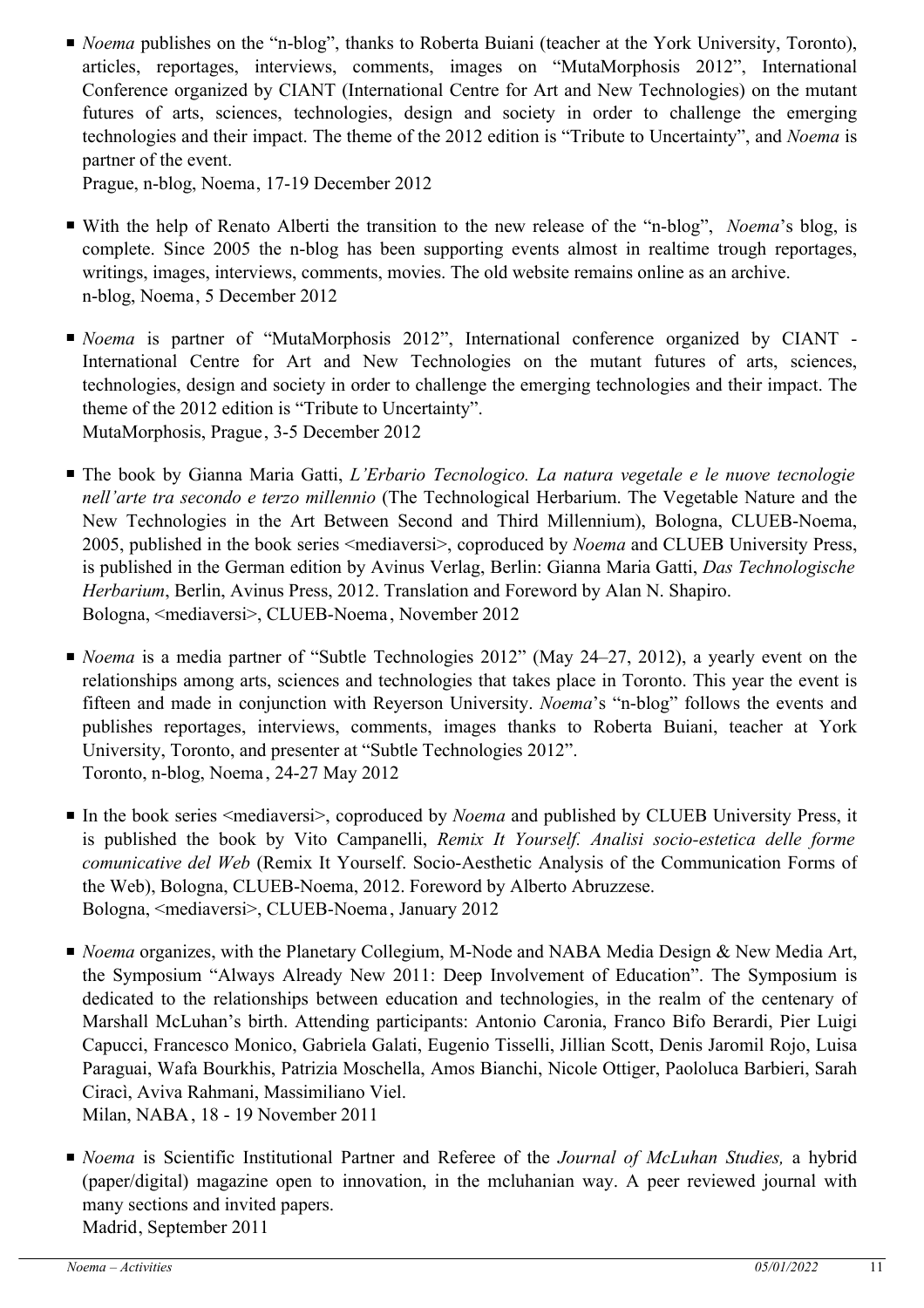- *Noema* publishes on the "n-blog", thanks to Roberta Buiani (teacher at the York University, Toronto), articles, reportages, interviews, comments, images on "MutaMorphosis 2012", International Conference organized by CIANT (International Centre for Art and New Technologies) on the mutant futures of arts, sciences, technologies, design and society in order to challenge the emerging technologies and their impact. The theme of the 2012 edition is "Tribute to Uncertainty", and *Noema* is partner of the event.
  Prague, n-blog, Noema, 17-19 December 2012

- With the help of Renato Alberti the transition to the new release of the "n-blog", *Noema*'s blog, is complete. Since 2005 the n-blog has been supporting events almost in realtime trough reportages, writings, images, interviews, comments, movies. The old website remains online as an archive.
  n-blog, Noema, 5 December 2012

- *Noema* is partner of "MutaMorphosis 2012", International conference organized by CIANT - International Centre for Art and New Technologies on the mutant futures of arts, sciences, technologies, design and society in order to challenge the emerging technologies and their impact. The theme of the 2012 edition is "Tribute to Uncertainty".
  MutaMorphosis, Prague, 3-5 December 2012

- The book by Gianna Maria Gatti, *L'Erbario Tecnologico. La natura vegetale e le nuove tecnologie nell'arte tra secondo e terzo millennio* (The Technological Herbarium. The Vegetable Nature and the New Technologies in the Art Between Second and Third Millennium), Bologna, CLUEB-Noema, 2005, published in the book series <mediaversi>, coproduced by *Noema* and CLUEB University Press, is published in the German edition by Avinus Verlag, Berlin: Gianna Maria Gatti, *Das Technologische Herbarium*, Berlin, Avinus Press, 2012. Translation and Foreword by Alan N. Shapiro.
  Bologna, <mediaversi>, CLUEB-Noema, November 2012

- *Noema* is a media partner of "Subtle Technologies 2012" (May 24–27, 2012), a yearly event on the relationships among arts, sciences and technologies that takes place in Toronto. This year the event is fifteen and made in conjunction with Reyerson University. *Noema*'s "n-blog" follows the events and publishes reportages, interviews, comments, images thanks to Roberta Buiani, teacher at York University, Toronto, and presenter at "Subtle Technologies 2012".
  Toronto, n-blog, Noema, 24-27 May 2012

- In the book series <mediaversi>, coproduced by *Noema* and published by CLUEB University Press, it is published the book by Vito Campanelli, *Remix It Yourself. Analisi socio-estetica delle forme comunicative del Web* (Remix It Yourself. Socio-Aesthetic Analysis of the Communication Forms of the Web), Bologna, CLUEB-Noema, 2012. Foreword by Alberto Abruzzese.
  Bologna, <mediaversi>, CLUEB-Noema, January 2012

- *Noema* organizes, with the Planetary Collegium, M-Node and NABA Media Design & New Media Art, the Symposium "Always Already New 2011: Deep Involvement of Education". The Symposium is dedicated to the relationships between education and technologies, in the realm of the centenary of Marshall McLuhan's birth. Attending participants: Antonio Caronia, Franco Bifo Berardi, Pier Luigi Capucci, Francesco Monico, Gabriela Galati, Eugenio Tisselli, Jillian Scott, Denis Jaromil Rojo, Luisa Paraguai, Wafa Bourkhis, Patrizia Moschella, Amos Bianchi, Nicole Ottiger, Paololuca Barbieri, Sarah Ciracì, Aviva Rahmani, Massimiliano Viel.
  Milan, NABA, 18 - 19 November 2011

- *Noema* is Scientific Institutional Partner and Referee of the *Journal of McLuhan Studies,* a hybrid (paper/digital) magazine open to innovation, in the mcluhanian way. A peer reviewed journal with many sections and invited papers.
  Madrid, September 2011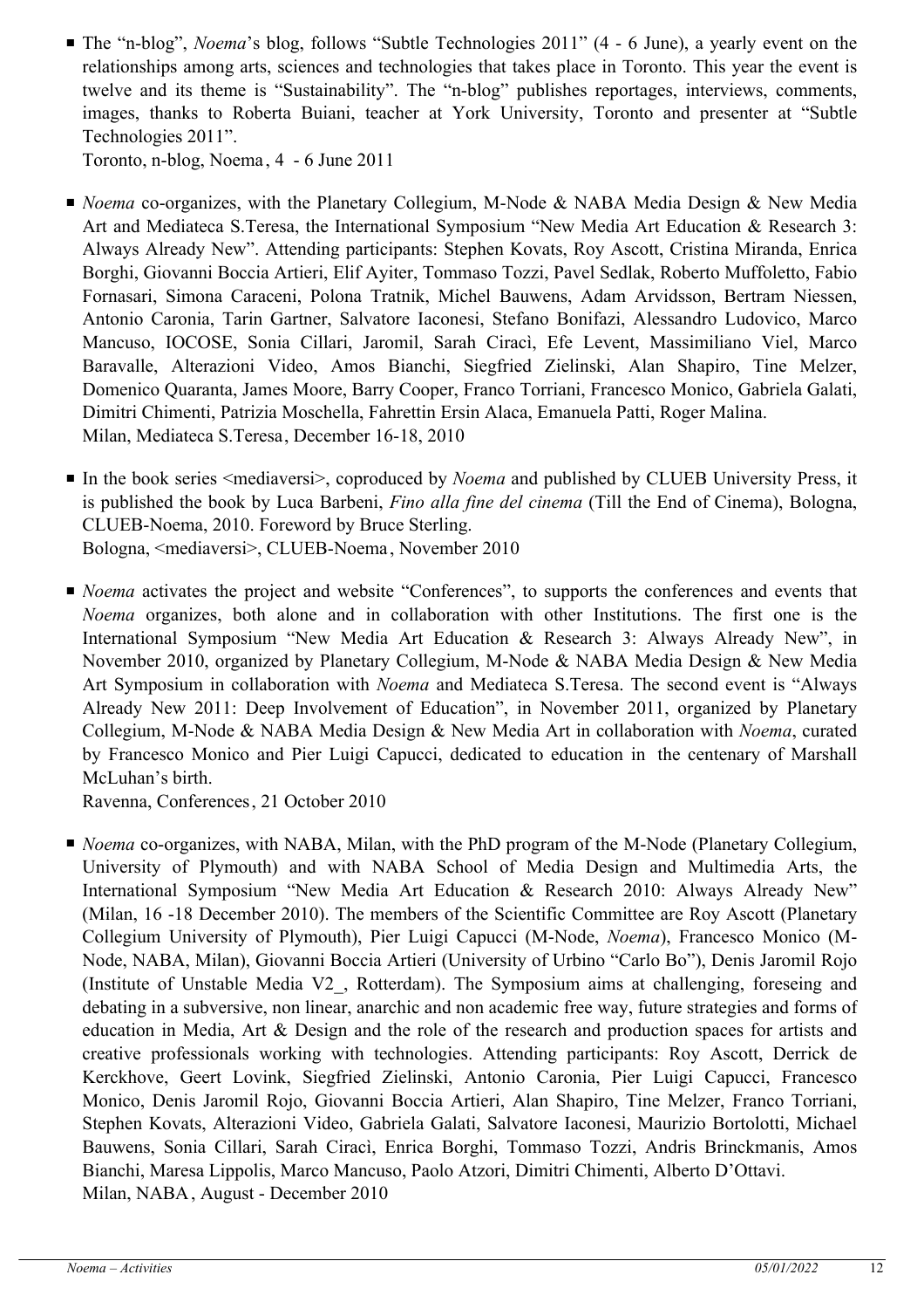- The "n-blog", *Noema*'s blog, follows "Subtle Technologies 2011" (4 - 6 June), a yearly event on the relationships among arts, sciences and technologies that takes place in Toronto. This year the event is twelve and its theme is "Sustainability". The "n-blog" publishes reportages, interviews, comments, images, thanks to Roberta Buiani, teacher at York University, Toronto and presenter at "Subtle Technologies 2011".
  Toronto, n-blog, Noema, 4 - 6 June 2011

- *Noema* co-organizes, with the Planetary Collegium, M-Node & NABA Media Design & New Media Art and Mediateca S.Teresa, the International Symposium "New Media Art Education & Research 3: Always Already New". Attending participants: Stephen Kovats, Roy Ascott, Cristina Miranda, Enrica Borghi, Giovanni Boccia Artieri, Elif Ayiter, Tommaso Tozzi, Pavel Sedlak, Roberto Muffoletto, Fabio Fornasari, Simona Caraceni, Polona Tratnik, Michel Bauwens, Adam Arvidsson, Bertram Niessen, Antonio Caronia, Tarin Gartner, Salvatore Iaconesi, Stefano Bonifazi, Alessandro Ludovico, Marco Mancuso, IOCOSE, Sonia Cillari, Jaromil, Sarah Ciracì, Efe Levent, Massimiliano Viel, Marco Baravalle, Alterazioni Video, Amos Bianchi, Siegfried Zielinski, Alan Shapiro, Tine Melzer, Domenico Quaranta, James Moore, Barry Cooper, Franco Torriani, Francesco Monico, Gabriela Galati, Dimitri Chimenti, Patrizia Moschella, Fahrettin Ersin Alaca, Emanuela Patti, Roger Malina.
  Milan, Mediateca S.Teresa, December 16-18, 2010

- In the book series <mediaversi>, coproduced by *Noema* and published by CLUEB University Press, it is published the book by Luca Barbeni, *Fino alla fine del cinema* (Till the End of Cinema), Bologna, CLUEB-Noema, 2010. Foreword by Bruce Sterling.
  Bologna, <mediaversi>, CLUEB-Noema, November 2010

- *Noema* activates the project and website "Conferences", to supports the conferences and events that *Noema* organizes, both alone and in collaboration with other Institutions. The first one is the International Symposium "New Media Art Education & Research 3: Always Already New", in November 2010, organized by Planetary Collegium, M-Node & NABA Media Design & New Media Art Symposium in collaboration with *Noema* and Mediateca S.Teresa. The second event is "Always Already New 2011: Deep Involvement of Education", in November 2011, organized by Planetary Collegium, M-Node & NABA Media Design & New Media Art in collaboration with *Noema*, curated by Francesco Monico and Pier Luigi Capucci, dedicated to education in the centenary of Marshall McLuhan's birth.
  Ravenna, Conferences, 21 October 2010

- *Noema* co-organizes, with NABA, Milan, with the PhD program of the M-Node (Planetary Collegium, University of Plymouth) and with NABA School of Media Design and Multimedia Arts, the International Symposium "New Media Art Education & Research 2010: Always Already New" (Milan, 16 -18 December 2010). The members of the Scientific Committee are Roy Ascott (Planetary Collegium University of Plymouth), Pier Luigi Capucci (M-Node, *Noema*), Francesco Monico (M-Node, NABA, Milan), Giovanni Boccia Artieri (University of Urbino "Carlo Bo"), Denis Jaromil Rojo (Institute of Unstable Media V2_, Rotterdam). The Symposium aims at challenging, foreseing and debating in a subversive, non linear, anarchic and non academic free way, future strategies and forms of education in Media, Art & Design and the role of the research and production spaces for artists and creative professionals working with technologies. Attending participants: Roy Ascott, Derrick de Kerckhove, Geert Lovink, Siegfried Zielinski, Antonio Caronia, Pier Luigi Capucci, Francesco Monico, Denis Jaromil Rojo, Giovanni Boccia Artieri, Alan Shapiro, Tine Melzer, Franco Torriani, Stephen Kovats, Alterazioni Video, Gabriela Galati, Salvatore Iaconesi, Maurizio Bortolotti, Michael Bauwens, Sonia Cillari, Sarah Ciracì, Enrica Borghi, Tommaso Tozzi, Andris Brinckmanis, Amos Bianchi, Maresa Lippolis, Marco Mancuso, Paolo Atzori, Dimitri Chimenti, Alberto D'Ottavi.
  Milan, NABA, August - December 2010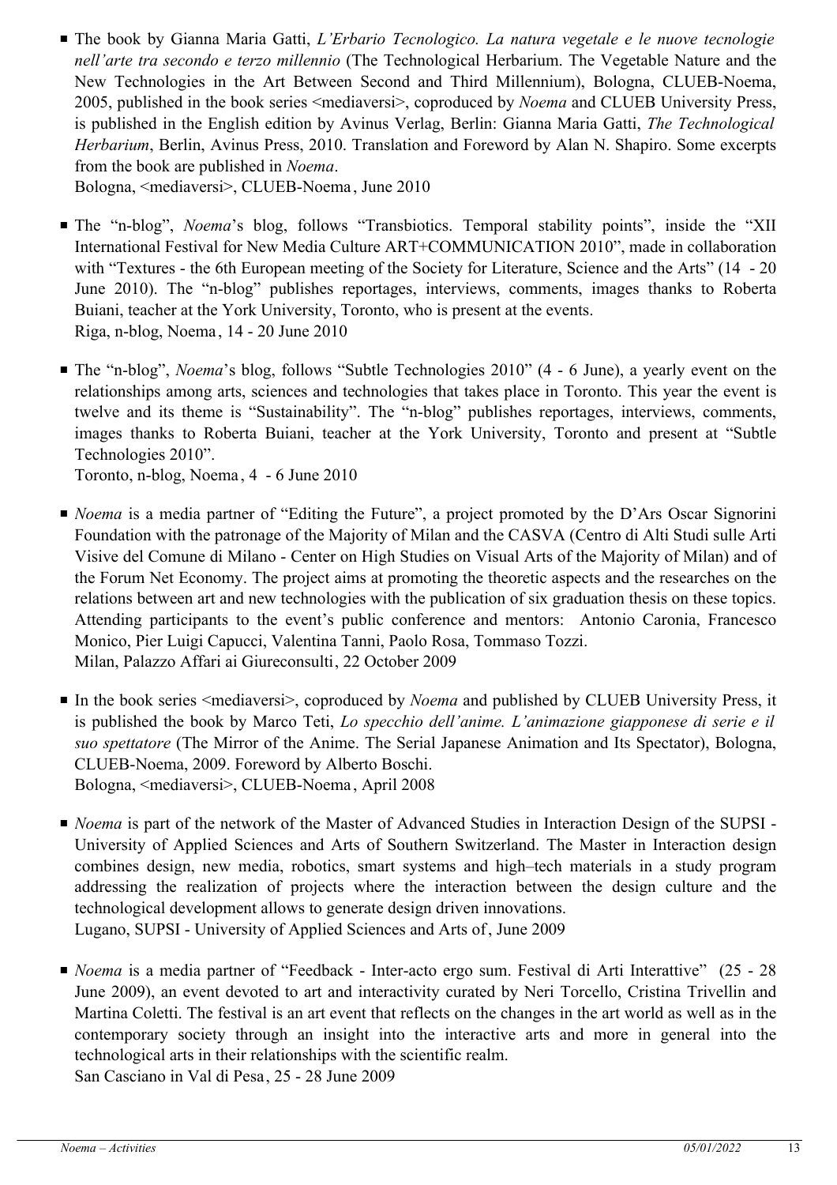- The book by Gianna Maria Gatti, *L'Erbario Tecnologico. La natura vegetale e le nuove tecnologie nell'arte tra secondo e terzo millennio* (The Technological Herbarium. The Vegetable Nature and the New Technologies in the Art Between Second and Third Millennium), Bologna, CLUEB-Noema, 2005, published in the book series <mediaversi>, coproduced by *Noema* and CLUEB University Press, is published in the English edition by Avinus Verlag, Berlin: Gianna Maria Gatti, *The Technological Herbarium*, Berlin, Avinus Press, 2010. Translation and Foreword by Alan N. Shapiro. Some excerpts from the book are published in *Noema*.
  Bologna, <mediaversi>, CLUEB-Noema, June 2010

- The "n-blog", *Noema*'s blog, follows "Transbiotics. Temporal stability points", inside the "XII International Festival for New Media Culture ART+COMMUNICATION 2010", made in collaboration with "Textures - the 6th European meeting of the Society for Literature, Science and the Arts" (14 - 20 June 2010). The "n-blog" publishes reportages, interviews, comments, images thanks to Roberta Buiani, teacher at the York University, Toronto, who is present at the events.
  Riga, n-blog, Noema, 14 - 20 June 2010

- The "n-blog", *Noema*'s blog, follows "Subtle Technologies 2010" (4 - 6 June), a yearly event on the relationships among arts, sciences and technologies that takes place in Toronto. This year the event is twelve and its theme is "Sustainability". The "n-blog" publishes reportages, interviews, comments, images thanks to Roberta Buiani, teacher at the York University, Toronto and present at "Subtle Technologies 2010".
  Toronto, n-blog, Noema, 4 - 6 June 2010

- *Noema* is a media partner of "Editing the Future", a project promoted by the D'Ars Oscar Signorini Foundation with the patronage of the Majority of Milan and the CASVA (Centro di Alti Studi sulle Arti Visive del Comune di Milano - Center on High Studies on Visual Arts of the Majority of Milan) and of the Forum Net Economy. The project aims at promoting the theoretic aspects and the researches on the relations between art and new technologies with the publication of six graduation thesis on these topics. Attending participants to the event's public conference and mentors: Antonio Caronia, Francesco Monico, Pier Luigi Capucci, Valentina Tanni, Paolo Rosa, Tommaso Tozzi.
  Milan, Palazzo Affari ai Giureconsulti, 22 October 2009

- In the book series <mediaversi>, coproduced by *Noema* and published by CLUEB University Press, it is published the book by Marco Teti, *Lo specchio dell'anime. L'animazione giapponese di serie e il suo spettatore* (The Mirror of the Anime. The Serial Japanese Animation and Its Spectator), Bologna, CLUEB-Noema, 2009. Foreword by Alberto Boschi.
  Bologna, <mediaversi>, CLUEB-Noema, April 2008

- *Noema* is part of the network of the Master of Advanced Studies in Interaction Design of the SUPSI - University of Applied Sciences and Arts of Southern Switzerland. The Master in Interaction design combines design, new media, robotics, smart systems and high–tech materials in a study program addressing the realization of projects where the interaction between the design culture and the technological development allows to generate design driven innovations.
  Lugano, SUPSI - University of Applied Sciences and Arts of, June 2009

- *Noema* is a media partner of "Feedback - Inter-acto ergo sum. Festival di Arti Interattive" (25 - 28 June 2009), an event devoted to art and interactivity curated by Neri Torcello, Cristina Trivellin and Martina Coletti. The festival is an art event that reflects on the changes in the art world as well as in the contemporary society through an insight into the interactive arts and more in general into the technological arts in their relationships with the scientific realm.
  San Casciano in Val di Pesa, 25 - 28 June 2009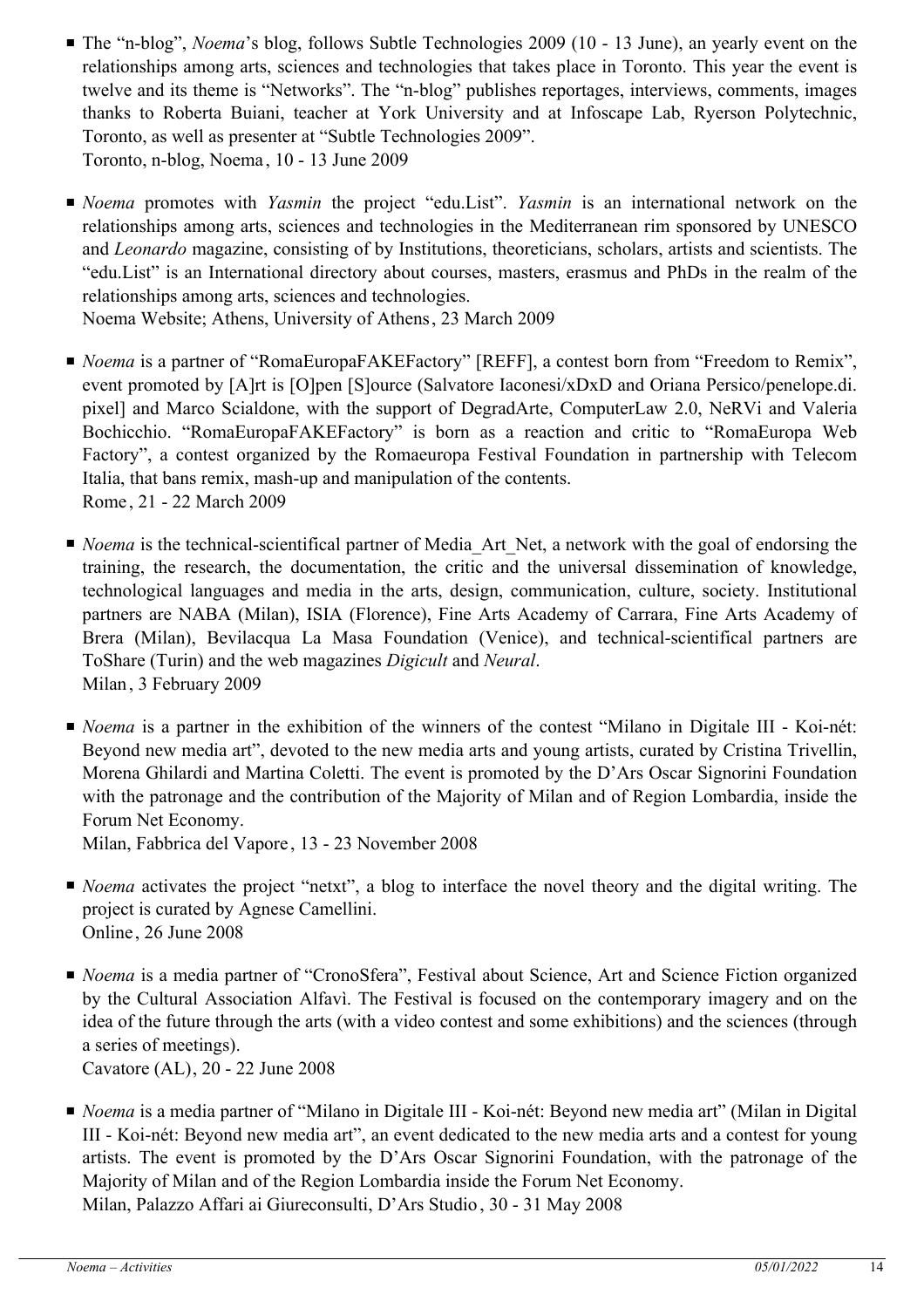- The "n-blog", *Noema*'s blog, follows Subtle Technologies 2009 (10 - 13 June), an yearly event on the relationships among arts, sciences and technologies that takes place in Toronto. This year the event is twelve and its theme is "Networks". The "n-blog" publishes reportages, interviews, comments, images thanks to Roberta Buiani, teacher at York University and at Infoscape Lab, Ryerson Polytechnic, Toronto, as well as presenter at "Subtle Technologies 2009".
  Toronto, n-blog, Noema , 10 - 13 June 2009

- *Noema* promotes with *Yasmin* the project "edu.List". *Yasmin* is an international network on the relationships among arts, sciences and technologies in the Mediterranean rim sponsored by UNESCO and *Leonardo* magazine, consisting of by Institutions, theoreticians, scholars, artists and scientists. The "edu.List" is an International directory about courses, masters, erasmus and PhDs in the realm of the relationships among arts, sciences and technologies.
  Noema Website; Athens, University of Athens , 23 March 2009

- *Noema* is a partner of "RomaEuropaFAKEFactory" [REFF], a contest born from "Freedom to Remix", event promoted by [A]rt is [O]pen [S]ource (Salvatore Iaconesi/xDxD and Oriana Persico/penelope.di. pixel] and Marco Scialdone, with the support of DegradArte, ComputerLaw 2.0, NeRVi and Valeria Bochicchio. "RomaEuropaFAKEFactory" is born as a reaction and critic to "RomaEuropa Web Factory", a contest organized by the Romaeuropa Festival Foundation in partnership with Telecom Italia, that bans remix, mash-up and manipulation of the contents.
  Rome , 21 - 22 March 2009

- *Noema* is the technical-scientifical partner of Media_Art_Net, a network with the goal of endorsing the training, the research, the documentation, the critic and the universal dissemination of knowledge, technological languages and media in the arts, design, communication, culture, society. Institutional partners are NABA (Milan), ISIA (Florence), Fine Arts Academy of Carrara, Fine Arts Academy of Brera (Milan), Bevilacqua La Masa Foundation (Venice), and technical-scientifical partners are ToShare (Turin) and the web magazines *Digicult* and *Neural*.
  Milan , 3 February 2009

- *Noema* is a partner in the exhibition of the winners of the contest "Milano in Digitale III - Koi-nét: Beyond new media art", devoted to the new media arts and young artists, curated by Cristina Trivellin, Morena Ghilardi and Martina Coletti. The event is promoted by the D'Ars Oscar Signorini Foundation with the patronage and the contribution of the Majority of Milan and of Region Lombardia, inside the Forum Net Economy.
  Milan, Fabbrica del Vapore , 13 - 23 November 2008

- *Noema* activates the project "netxt", a blog to interface the novel theory and the digital writing. The project is curated by Agnese Camellini.
  Online , 26 June 2008

- *Noema* is a media partner of "CronoSfera", Festival about Science, Art and Science Fiction organized by the Cultural Association Alfavì. The Festival is focused on the contemporary imagery and on the idea of the future through the arts (with a video contest and some exhibitions) and the sciences (through a series of meetings).
  Cavatore (AL) , 20 - 22 June 2008

- *Noema* is a media partner of "Milano in Digitale III - Koi-nét: Beyond new media art" (Milan in Digital III - Koi-nét: Beyond new media art", an event dedicated to the new media arts and a contest for young artists. The event is promoted by the D'Ars Oscar Signorini Foundation, with the patronage of the Majority of Milan and of the Region Lombardia inside the Forum Net Economy.
  Milan, Palazzo Affari ai Giureconsulti, D'Ars Studio , 30 - 31 May 2008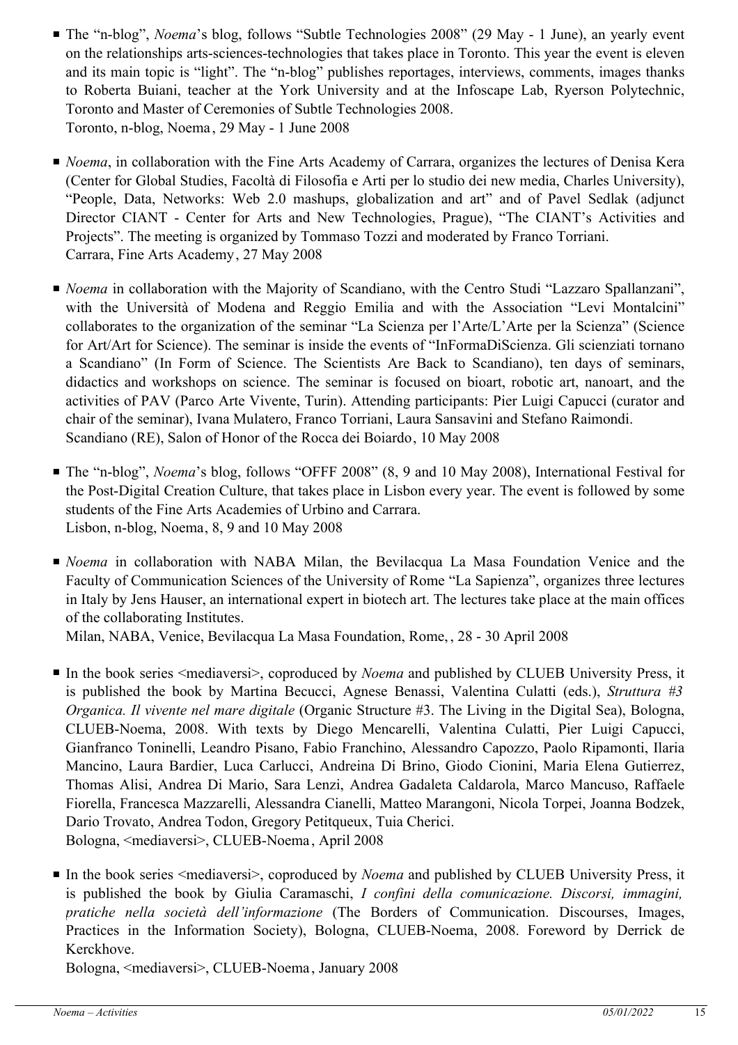- The "n-blog", *Noema*'s blog, follows "Subtle Technologies 2008" (29 May - 1 June), an yearly event on the relationships arts-sciences-technologies that takes place in Toronto. This year the event is eleven and its main topic is "light". The "n-blog" publishes reportages, interviews, comments, images thanks to Roberta Buiani, teacher at the York University and at the Infoscape Lab, Ryerson Polytechnic, Toronto and Master of Ceremonies of Subtle Technologies 2008.
  Toronto, n-blog, Noema, 29 May - 1 June 2008

- *Noema*, in collaboration with the Fine Arts Academy of Carrara, organizes the lectures of Denisa Kera (Center for Global Studies, Facoltà di Filosofia e Arti per lo studio dei new media, Charles University), "People, Data, Networks: Web 2.0 mashups, globalization and art" and of Pavel Sedlak (adjunct Director CIANT - Center for Arts and New Technologies, Prague), "The CIANT's Activities and Projects". The meeting is organized by Tommaso Tozzi and moderated by Franco Torriani.
  Carrara, Fine Arts Academy, 27 May 2008

- *Noema* in collaboration with the Majority of Scandiano, with the Centro Studi "Lazzaro Spallanzani", with the Università of Modena and Reggio Emilia and with the Association "Levi Montalcini" collaborates to the organization of the seminar "La Scienza per l'Arte/L'Arte per la Scienza" (Science for Art/Art for Science). The seminar is inside the events of "InFormaDiScienza. Gli scienziati tornano a Scandiano" (In Form of Science. The Scientists Are Back to Scandiano), ten days of seminars, didactics and workshops on science. The seminar is focused on bioart, robotic art, nanoart, and the activities of PAV (Parco Arte Vivente, Turin). Attending participants: Pier Luigi Capucci (curator and chair of the seminar), Ivana Mulatero, Franco Torriani, Laura Sansavini and Stefano Raimondi.
  Scandiano (RE), Salon of Honor of the Rocca dei Boiardo, 10 May 2008

- The "n-blog", *Noema*'s blog, follows "OFFF 2008" (8, 9 and 10 May 2008), International Festival for the Post-Digital Creation Culture, that takes place in Lisbon every year. The event is followed by some students of the Fine Arts Academies of Urbino and Carrara.
  Lisbon, n-blog, Noema, 8, 9 and 10 May 2008

- *Noema* in collaboration with NABA Milan, the Bevilacqua La Masa Foundation Venice and the Faculty of Communication Sciences of the University of Rome "La Sapienza", organizes three lectures in Italy by Jens Hauser, an international expert in biotech art. The lectures take place at the main offices of the collaborating Institutes.
  Milan, NABA, Venice, Bevilacqua La Masa Foundation, Rome, , 28 - 30 April 2008

- In the book series <mediaversi>, coproduced by *Noema* and published by CLUEB University Press, it is published the book by Martina Becucci, Agnese Benassi, Valentina Culatti (eds.), *Struttura #3 Organica. Il vivente nel mare digitale* (Organic Structure #3. The Living in the Digital Sea), Bologna, CLUEB-Noema, 2008. With texts by Diego Mencarelli, Valentina Culatti, Pier Luigi Capucci, Gianfranco Toninelli, Leandro Pisano, Fabio Franchino, Alessandro Capozzo, Paolo Ripamonti, Ilaria Mancino, Laura Bardier, Luca Carlucci, Andreina Di Brino, Giodo Cionini, Maria Elena Gutierrez, Thomas Alisi, Andrea Di Mario, Sara Lenzi, Andrea Gadaleta Caldarola, Marco Mancuso, Raffaele Fiorella, Francesca Mazzarelli, Alessandra Cianelli, Matteo Marangoni, Nicola Torpei, Joanna Bodzek, Dario Trovato, Andrea Todon, Gregory Petitqueux, Tuia Cherici.
  Bologna, <mediaversi>, CLUEB-Noema, April 2008

- In the book series <mediaversi>, coproduced by *Noema* and published by CLUEB University Press, it is published the book by Giulia Caramaschi, *I confini della comunicazione. Discorsi, immagini, pratiche nella società dell'informazione* (The Borders of Communication. Discourses, Images, Practices in the Information Society), Bologna, CLUEB-Noema, 2008. Foreword by Derrick de Kerckhove.
  Bologna, <mediaversi>, CLUEB-Noema, January 2008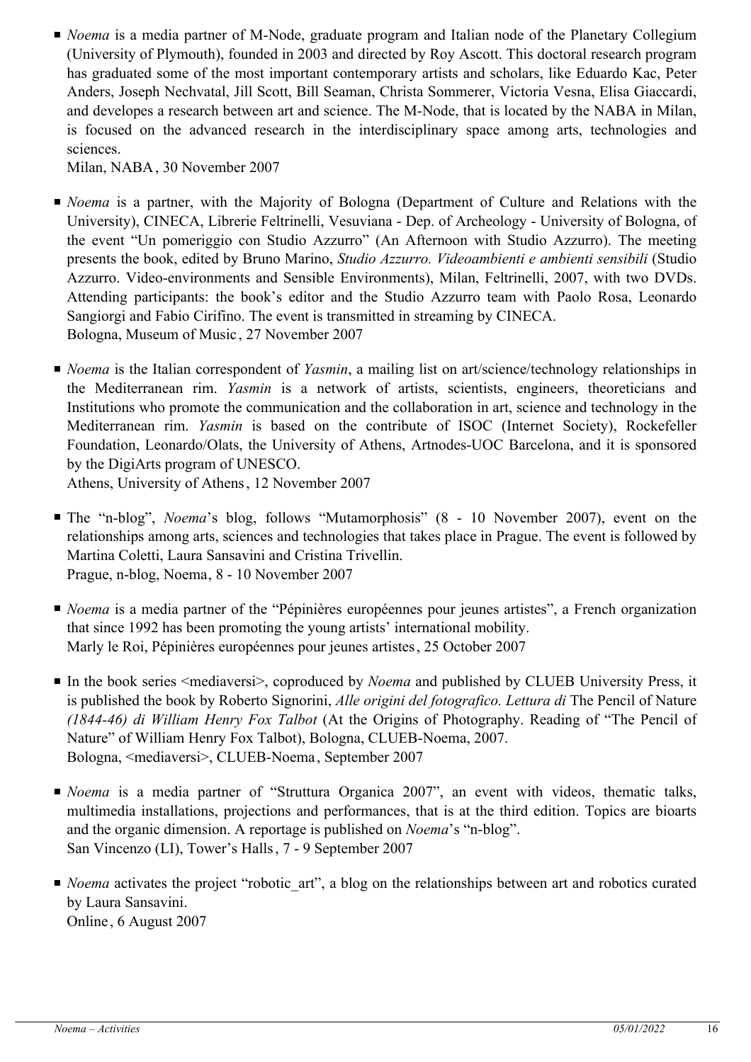- *Noema* is a media partner of M-Node, graduate program and Italian node of the Planetary Collegium (University of Plymouth), founded in 2003 and directed by Roy Ascott. This doctoral research program has graduated some of the most important contemporary artists and scholars, like Eduardo Kac, Peter Anders, Joseph Nechvatal, Jill Scott, Bill Seaman, Christa Sommerer, Victoria Vesna, Elisa Giaccardi, and developes a research between art and science. The M-Node, that is located by the NABA in Milan, is focused on the advanced research in the interdisciplinary space among arts, technologies and sciences.
  Milan, NABA, 30 November 2007

- *Noema* is a partner, with the Majority of Bologna (Department of Culture and Relations with the University), CINECA, Librerie Feltrinelli, Vesuviana - Dep. of Archeology - University of Bologna, of the event "Un pomeriggio con Studio Azzurro" (An Afternoon with Studio Azzurro). The meeting presents the book, edited by Bruno Marino, *Studio Azzurro. Videoambienti e ambienti sensibili* (Studio Azzurro. Video-environments and Sensible Environments), Milan, Feltrinelli, 2007, with two DVDs. Attending participants: the book's editor and the Studio Azzurro team with Paolo Rosa, Leonardo Sangiorgi and Fabio Cirifino. The event is transmitted in streaming by CINECA.
  Bologna, Museum of Music, 27 November 2007

- *Noema* is the Italian correspondent of *Yasmin*, a mailing list on art/science/technology relationships in the Mediterranean rim. *Yasmin* is a network of artists, scientists, engineers, theoreticians and Institutions who promote the communication and the collaboration in art, science and technology in the Mediterranean rim. *Yasmin* is based on the contribute of ISOC (Internet Society), Rockefeller Foundation, Leonardo/Olats, the University of Athens, Artnodes-UOC Barcelona, and it is sponsored by the DigiArts program of UNESCO.
  Athens, University of Athens, 12 November 2007

- The "n-blog", *Noema*'s blog, follows "Mutamorphosis" (8 - 10 November 2007), event on the relationships among arts, sciences and technologies that takes place in Prague. The event is followed by Martina Coletti, Laura Sansavini and Cristina Trivellin.
  Prague, n-blog, Noema, 8 - 10 November 2007

- *Noema* is a media partner of the "Pépinières européennes pour jeunes artistes", a French organization that since 1992 has been promoting the young artists' international mobility.
  Marly le Roi, Pépinières européennes pour jeunes artistes, 25 October 2007

- In the book series <mediaversi>, coproduced by *Noema* and published by CLUEB University Press, it is published the book by Roberto Signorini, *Alle origini del fotografico. Lettura di* The Pencil of Nature *(1844-46) di William Henry Fox Talbot* (At the Origins of Photography. Reading of "The Pencil of Nature" of William Henry Fox Talbot), Bologna, CLUEB-Noema, 2007.
  Bologna, <mediaversi>, CLUEB-Noema, September 2007

- *Noema* is a media partner of "Struttura Organica 2007", an event with videos, thematic talks, multimedia installations, projections and performances, that is at the third edition. Topics are bioarts and the organic dimension. A reportage is published on *Noema*'s "n-blog".
  San Vincenzo (LI), Tower's Halls, 7 - 9 September 2007

- *Noema* activates the project "robotic_art", a blog on the relationships between art and robotics curated by Laura Sansavini.
  Online, 6 August 2007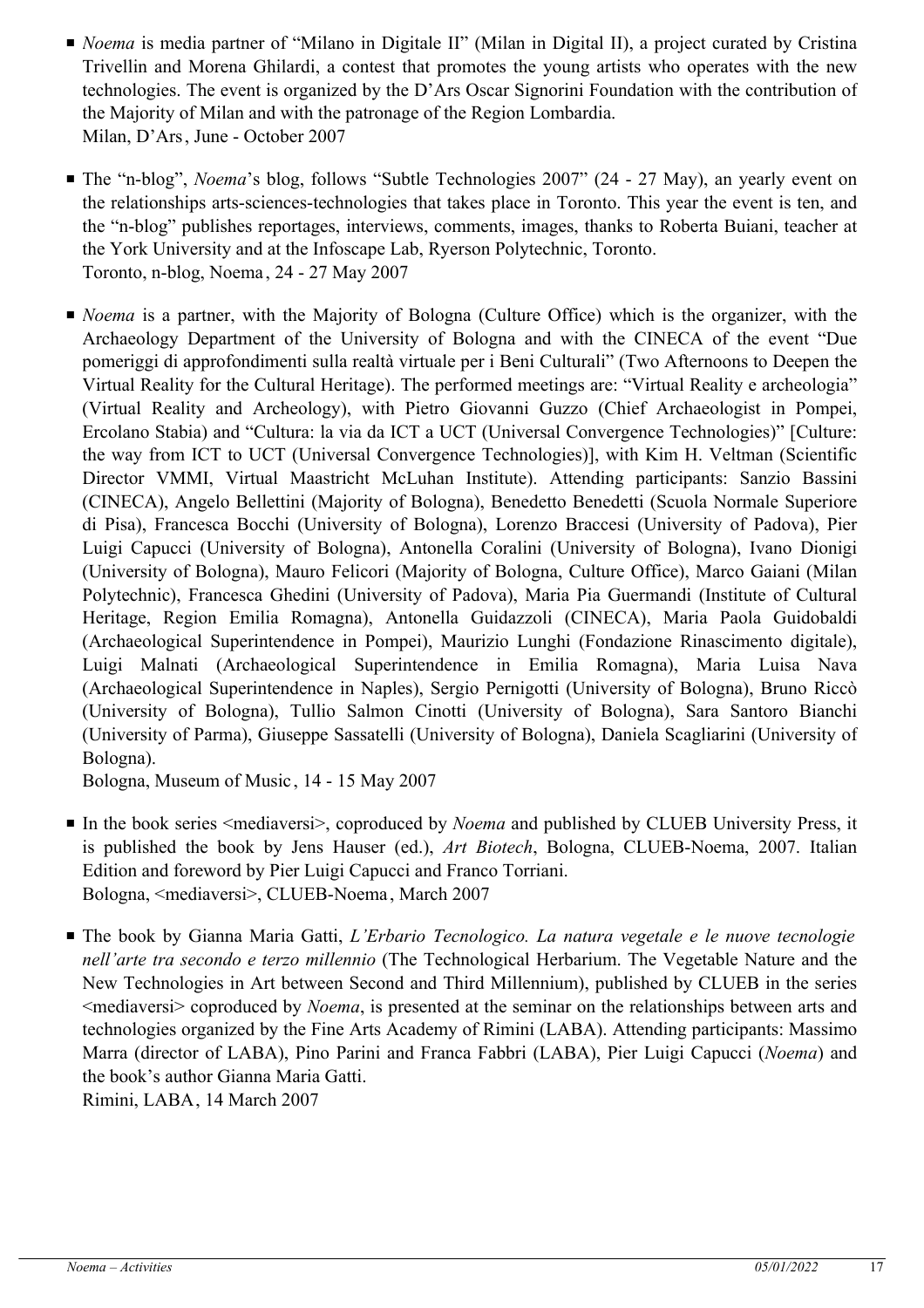- *Noema* is media partner of "Milano in Digitale II" (Milan in Digital II), a project curated by Cristina Trivellin and Morena Ghilardi, a contest that promotes the young artists who operates with the new technologies. The event is organized by the D'Ars Oscar Signorini Foundation with the contribution of the Majority of Milan and with the patronage of the Region Lombardia.
  Milan, D'Ars, June - October 2007

- The "n-blog", *Noema*'s blog, follows "Subtle Technologies 2007" (24 - 27 May), an yearly event on the relationships arts-sciences-technologies that takes place in Toronto. This year the event is ten, and the "n-blog" publishes reportages, interviews, comments, images, thanks to Roberta Buiani, teacher at the York University and at the Infoscape Lab, Ryerson Polytechnic, Toronto.
  Toronto, n-blog, Noema, 24 - 27 May 2007

- *Noema* is a partner, with the Majority of Bologna (Culture Office) which is the organizer, with the Archaeology Department of the University of Bologna and with the CINECA of the event "Due pomeriggi di approfondimenti sulla realtà virtuale per i Beni Culturali" (Two Afternoons to Deepen the Virtual Reality for the Cultural Heritage). The performed meetings are: "Virtual Reality e archeologia" (Virtual Reality and Archeology), with Pietro Giovanni Guzzo (Chief Archaeologist in Pompei, Ercolano Stabia) and "Cultura: la via da ICT a UCT (Universal Convergence Technologies)" [Culture: the way from ICT to UCT (Universal Convergence Technologies)], with Kim H. Veltman (Scientific Director VMMI, Virtual Maastricht McLuhan Institute). Attending participants: Sanzio Bassini (CINECA), Angelo Bellettini (Majority of Bologna), Benedetto Benedetti (Scuola Normale Superiore di Pisa), Francesca Bocchi (University of Bologna), Lorenzo Braccesi (University of Padova), Pier Luigi Capucci (University of Bologna), Antonella Coralini (University of Bologna), Ivano Dionigi (University of Bologna), Mauro Felicori (Majority of Bologna, Culture Office), Marco Gaiani (Milan Polytechnic), Francesca Ghedini (University of Padova), Maria Pia Guermandi (Institute of Cultural Heritage, Region Emilia Romagna), Antonella Guidazzoli (CINECA), Maria Paola Guidobaldi (Archaeological Superintendence in Pompei), Maurizio Lunghi (Fondazione Rinascimento digitale), Luigi Malnati (Archaeological Superintendence in Emilia Romagna), Maria Luisa Nava (Archaeological Superintendence in Naples), Sergio Pernigotti (University of Bologna), Bruno Riccò (University of Bologna), Tullio Salmon Cinotti (University of Bologna), Sara Santoro Bianchi (University of Parma), Giuseppe Sassatelli (University of Bologna), Daniela Scagliarini (University of Bologna).
  Bologna, Museum of Music, 14 - 15 May 2007

- In the book series <mediaversi>, coproduced by *Noema* and published by CLUEB University Press, it is published the book by Jens Hauser (ed.), *Art Biotech*, Bologna, CLUEB-Noema, 2007. Italian Edition and foreword by Pier Luigi Capucci and Franco Torriani.
  Bologna, <mediaversi>, CLUEB-Noema, March 2007

- The book by Gianna Maria Gatti, *L'Erbario Tecnologico. La natura vegetale e le nuove tecnologie nell'arte tra secondo e terzo millennio* (The Technological Herbarium. The Vegetable Nature and the New Technologies in Art between Second and Third Millennium), published by CLUEB in the series <mediaversi> coproduced by *Noema*, is presented at the seminar on the relationships between arts and technologies organized by the Fine Arts Academy of Rimini (LABA). Attending participants: Massimo Marra (director of LABA), Pino Parini and Franca Fabbri (LABA), Pier Luigi Capucci (*Noema*) and the book's author Gianna Maria Gatti.
  Rimini, LABA, 14 March 2007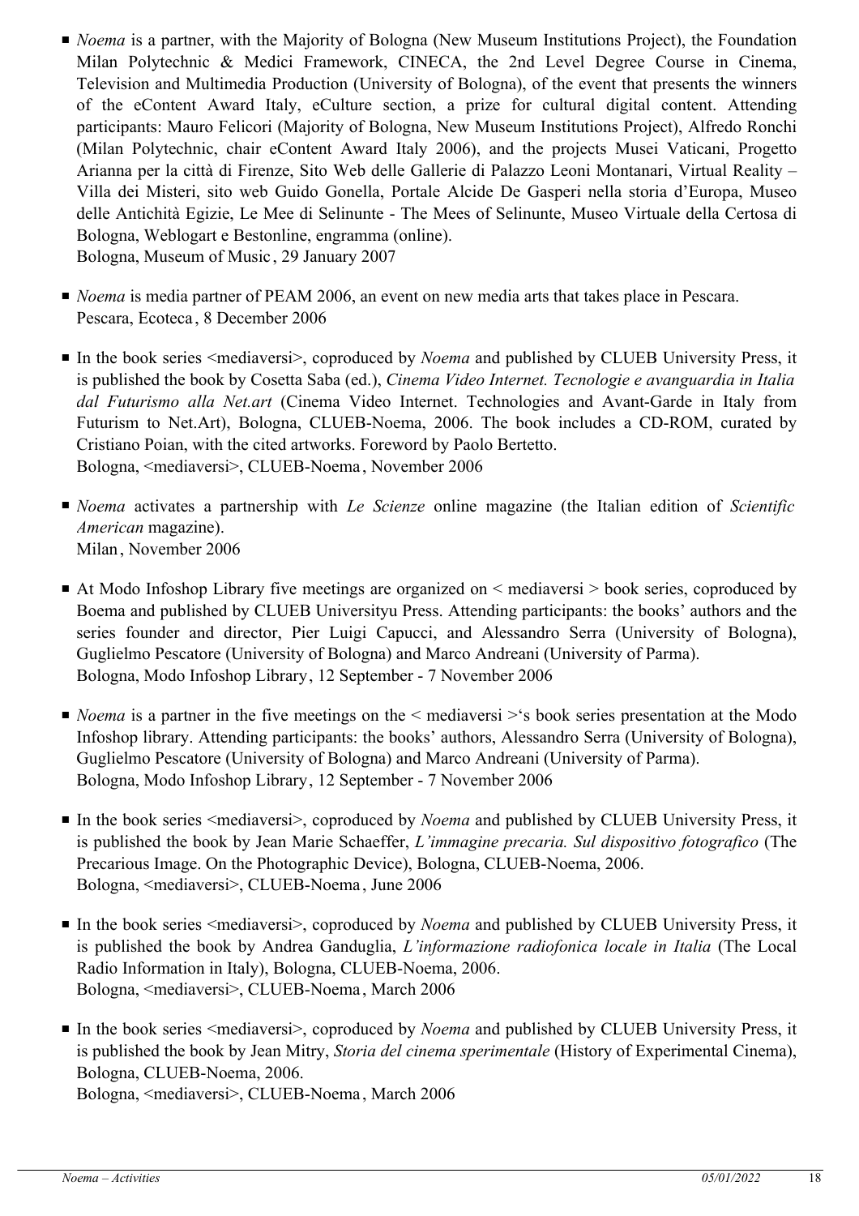- *Noema* is a partner, with the Majority of Bologna (New Museum Institutions Project), the Foundation Milan Polytechnic & Medici Framework, CINECA, the 2nd Level Degree Course in Cinema, Television and Multimedia Production (University of Bologna), of the event that presents the winners of the eContent Award Italy, eCulture section, a prize for cultural digital content. Attending participants: Mauro Felicori (Majority of Bologna, New Museum Institutions Project), Alfredo Ronchi (Milan Polytechnic, chair eContent Award Italy 2006), and the projects Musei Vaticani, Progetto Arianna per la città di Firenze, Sito Web delle Gallerie di Palazzo Leoni Montanari, Virtual Reality – Villa dei Misteri, sito web Guido Gonella, Portale Alcide De Gasperi nella storia d'Europa, Museo delle Antichità Egizie, Le Mee di Selinunte - The Mees of Selinunte, Museo Virtuale della Certosa di Bologna, Weblogart e Bestonline, engramma (online).
  Bologna, Museum of Music, 29 January 2007

- *Noema* is media partner of PEAM 2006, an event on new media arts that takes place in Pescara.
  Pescara, Ecoteca, 8 December 2006

- In the book series <mediaversi>, coproduced by *Noema* and published by CLUEB University Press, it is published the book by Cosetta Saba (ed.), *Cinema Video Internet. Tecnologie e avanguardia in Italia dal Futurismo alla Net.art* (Cinema Video Internet. Technologies and Avant-Garde in Italy from Futurism to Net.Art), Bologna, CLUEB-Noema, 2006. The book includes a CD-ROM, curated by Cristiano Poian, with the cited artworks. Foreword by Paolo Bertetto.
  Bologna, <mediaversi>, CLUEB-Noema, November 2006

- *Noema* activates a partnership with *Le Scienze* online magazine (the Italian edition of *Scientific American* magazine).
  Milan, November 2006

- At Modo Infoshop Library five meetings are organized on < mediaversi > book series, coproduced by Boema and published by CLUEB Universityu Press. Attending participants: the books' authors and the series founder and director, Pier Luigi Capucci, and Alessandro Serra (University of Bologna), Guglielmo Pescatore (University of Bologna) and Marco Andreani (University of Parma).
  Bologna, Modo Infoshop Library, 12 September - 7 November 2006

- *Noema* is a partner in the five meetings on the < mediaversi >'s book series presentation at the Modo Infoshop library. Attending participants: the books' authors, Alessandro Serra (University of Bologna), Guglielmo Pescatore (University of Bologna) and Marco Andreani (University of Parma).
  Bologna, Modo Infoshop Library, 12 September - 7 November 2006

- In the book series <mediaversi>, coproduced by *Noema* and published by CLUEB University Press, it is published the book by Jean Marie Schaeffer, *L'immagine precaria. Sul dispositivo fotografico* (The Precarious Image. On the Photographic Device), Bologna, CLUEB-Noema, 2006.
  Bologna, <mediaversi>, CLUEB-Noema, June 2006

- In the book series <mediaversi>, coproduced by *Noema* and published by CLUEB University Press, it is published the book by Andrea Ganduglia, *L'informazione radiofonica locale in Italia* (The Local Radio Information in Italy), Bologna, CLUEB-Noema, 2006.
  Bologna, <mediaversi>, CLUEB-Noema, March 2006

- In the book series <mediaversi>, coproduced by *Noema* and published by CLUEB University Press, it is published the book by Jean Mitry, *Storia del cinema sperimentale* (History of Experimental Cinema), Bologna, CLUEB-Noema, 2006.
  Bologna, <mediaversi>, CLUEB-Noema, March 2006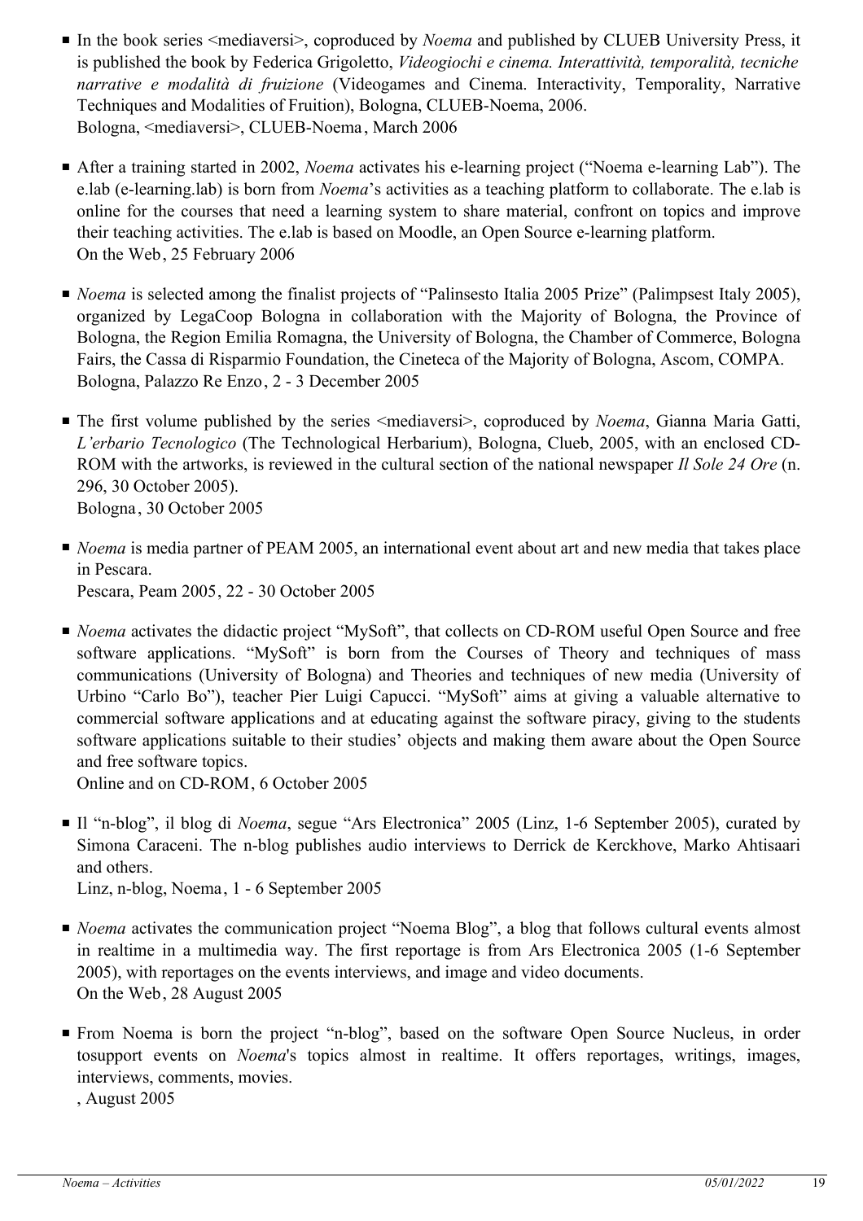- In the book series <mediaversi>, coproduced by *Noema* and published by CLUEB University Press, it is published the book by Federica Grigoletto, *Videogiochi e cinema. Interattività, temporalità, tecniche narrative e modalità di fruizione* (Videogames and Cinema. Interactivity, Temporality, Narrative Techniques and Modalities of Fruition), Bologna, CLUEB-Noema, 2006.
  Bologna, <mediaversi>, CLUEB-Noema, March 2006

- After a training started in 2002, *Noema* activates his e-learning project ("Noema e-learning Lab"). The e.lab (e-learning.lab) is born from *Noema*'s activities as a teaching platform to collaborate. The e.lab is online for the courses that need a learning system to share material, confront on topics and improve their teaching activities. The e.lab is based on Moodle, an Open Source e-learning platform.
  On the Web, 25 February 2006

- *Noema* is selected among the finalist projects of "Palinsesto Italia 2005 Prize" (Palimpsest Italy 2005), organized by LegaCoop Bologna in collaboration with the Majority of Bologna, the Province of Bologna, the Region Emilia Romagna, the University of Bologna, the Chamber of Commerce, Bologna Fairs, the Cassa di Risparmio Foundation, the Cineteca of the Majority of Bologna, Ascom, COMPA.
  Bologna, Palazzo Re Enzo, 2 - 3 December 2005

- The first volume published by the series <mediaversi>, coproduced by *Noema*, Gianna Maria Gatti, *L'erbario Tecnologico* (The Technological Herbarium), Bologna, Clueb, 2005, with an enclosed CD-ROM with the artworks, is reviewed in the cultural section of the national newspaper *Il Sole 24 Ore* (n. 296, 30 October 2005).
  Bologna, 30 October 2005

- *Noema* is media partner of PEAM 2005, an international event about art and new media that takes place in Pescara.
  Pescara, Peam 2005, 22 - 30 October 2005

- *Noema* activates the didactic project "MySoft", that collects on CD-ROM useful Open Source and free software applications. "MySoft" is born from the Courses of Theory and techniques of mass communications (University of Bologna) and Theories and techniques of new media (University of Urbino "Carlo Bo"), teacher Pier Luigi Capucci. "MySoft" aims at giving a valuable alternative to commercial software applications and at educating against the software piracy, giving to the students software applications suitable to their studies' objects and making them aware about the Open Source and free software topics.
  Online and on CD-ROM, 6 October 2005

- Il "n-blog", il blog di *Noema*, segue "Ars Electronica" 2005 (Linz, 1-6 September 2005), curated by Simona Caraceni. The n-blog publishes audio interviews to Derrick de Kerckhove, Marko Ahtisaari and others.
  Linz, n-blog, Noema, 1 - 6 September 2005

- *Noema* activates the communication project "Noema Blog", a blog that follows cultural events almost in realtime in a multimedia way. The first reportage is from Ars Electronica 2005 (1-6 September 2005), with reportages on the events interviews, and image and video documents.
  On the Web, 28 August 2005

- From Noema is born the project "n-blog", based on the software Open Source Nucleus, in order tosupport events on *Noema*'s topics almost in realtime. It offers reportages, writings, images, interviews, comments, movies.
  , August 2005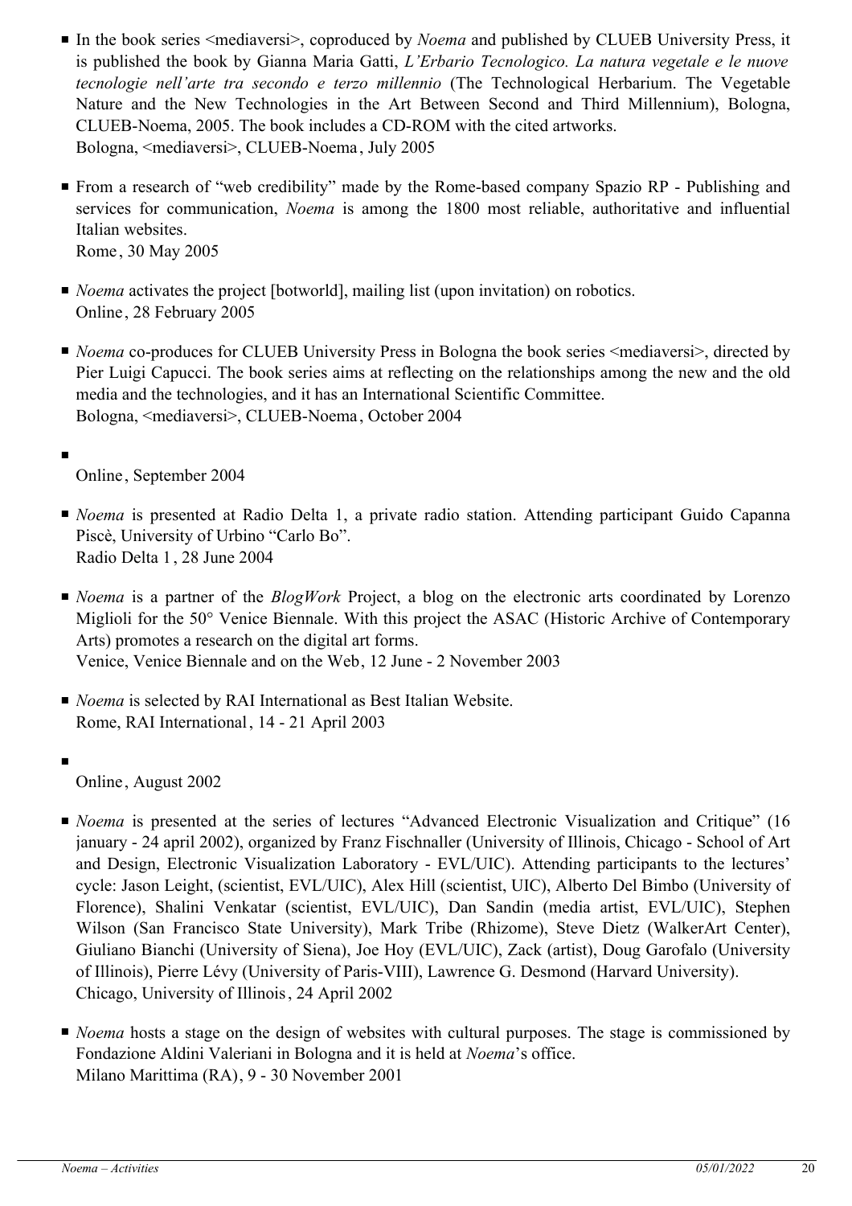- In the book series <mediaversi>, coproduced by *Noema* and published by CLUEB University Press, it is published the book by Gianna Maria Gatti, *L'Erbario Tecnologico. La natura vegetale e le nuove tecnologie nell'arte tra secondo e terzo millennio* (The Technological Herbarium. The Vegetable Nature and the New Technologies in the Art Between Second and Third Millennium), Bologna, CLUEB-Noema, 2005. The book includes a CD-ROM with the cited artworks.
  Bologna, <mediaversi>, CLUEB-Noema, July 2005

- From a research of "web credibility" made by the Rome-based company Spazio RP - Publishing and services for communication, *Noema* is among the 1800 most reliable, authoritative and influential Italian websites.
  Rome, 30 May 2005

- *Noema* activates the project [botworld], mailing list (upon invitation) on robotics.
  Online, 28 February 2005

- *Noema* co-produces for CLUEB University Press in Bologna the book series <mediaversi>, directed by Pier Luigi Capucci. The book series aims at reflecting on the relationships among the new and the old media and the technologies, and it has an International Scientific Committee.
  Bologna, <mediaversi>, CLUEB-Noema, October 2004

- 
  Online, September 2004

- *Noema* is presented at Radio Delta 1, a private radio station. Attending participant Guido Capanna Piscè, University of Urbino "Carlo Bo".
  Radio Delta 1, 28 June 2004

- *Noema* is a partner of the *BlogWork* Project, a blog on the electronic arts coordinated by Lorenzo Miglioli for the 50° Venice Biennale. With this project the ASAC (Historic Archive of Contemporary Arts) promotes a research on the digital art forms.
  Venice, Venice Biennale and on the Web, 12 June - 2 November 2003

- *Noema* is selected by RAI International as Best Italian Website.
  Rome, RAI International, 14 - 21 April 2003

- 
  Online, August 2002

- *Noema* is presented at the series of lectures "Advanced Electronic Visualization and Critique" (16 january - 24 april 2002), organized by Franz Fischnaller (University of Illinois, Chicago - School of Art and Design, Electronic Visualization Laboratory - EVL/UIC). Attending participants to the lectures' cycle: Jason Leight, (scientist, EVL/UIC), Alex Hill (scientist, UIC), Alberto Del Bimbo (University of Florence), Shalini Venkatar (scientist, EVL/UIC), Dan Sandin (media artist, EVL/UIC), Stephen Wilson (San Francisco State University), Mark Tribe (Rhizome), Steve Dietz (WalkerArt Center), Giuliano Bianchi (University of Siena), Joe Hoy (EVL/UIC), Zack (artist), Doug Garofalo (University of Illinois), Pierre Lévy (University of Paris-VIII), Lawrence G. Desmond (Harvard University).
  Chicago, University of Illinois, 24 April 2002

- *Noema* hosts a stage on the design of websites with cultural purposes. The stage is commissioned by Fondazione Aldini Valeriani in Bologna and it is held at *Noema*'s office.
  Milano Marittima (RA), 9 - 30 November 2001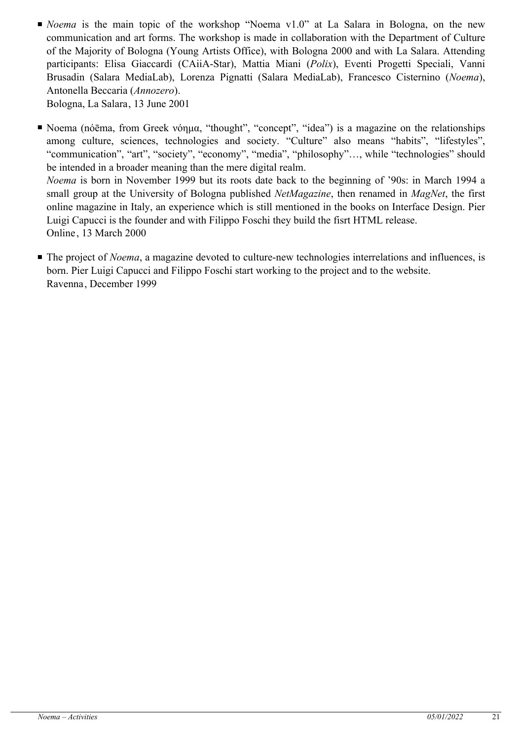- *Noema* is the main topic of the workshop “Noema v1.0” at La Salara in Bologna, on the new communication and art forms. The workshop is made in collaboration with the Department of Culture of the Majority of Bologna (Young Artists Office), with Bologna 2000 and with La Salara. Attending participants: Elisa Giaccardi (CAiiA-Star), Mattia Miani (*Polix*), Eventi Progetti Speciali, Vanni Brusadin (Salara MediaLab), Lorenza Pignatti (Salara MediaLab), Francesco Cisternino (*Noema*), Antonella Beccaria (*Annozero*).
  Bologna, La Salara, 13 June 2001

- Noema (nóēma, from Greek νόημα, “thought”, “concept”, “idea”) is a magazine on the relationships among culture, sciences, technologies and society. “Culture” also means “habits”, “lifestyles”, “communication”, “art”, “society”, “economy”, “media”, “philosophy”…, while “technologies” should be intended in a broader meaning than the mere digital realm.
  *Noema* is born in November 1999 but its roots date back to the beginning of ’90s: in March 1994 a small group at the University of Bologna published *NetMagazine*, then renamed in *MagNet*, the first online magazine in Italy, an experience which is still mentioned in the books on Interface Design. Pier Luigi Capucci is the founder and with Filippo Foschi they build the fisrt HTML release.
  Online, 13 March 2000

- The project of *Noema*, a magazine devoted to culture-new technologies interrelations and influences, is born. Pier Luigi Capucci and Filippo Foschi start working to the project and to the website.
  Ravenna, December 1999